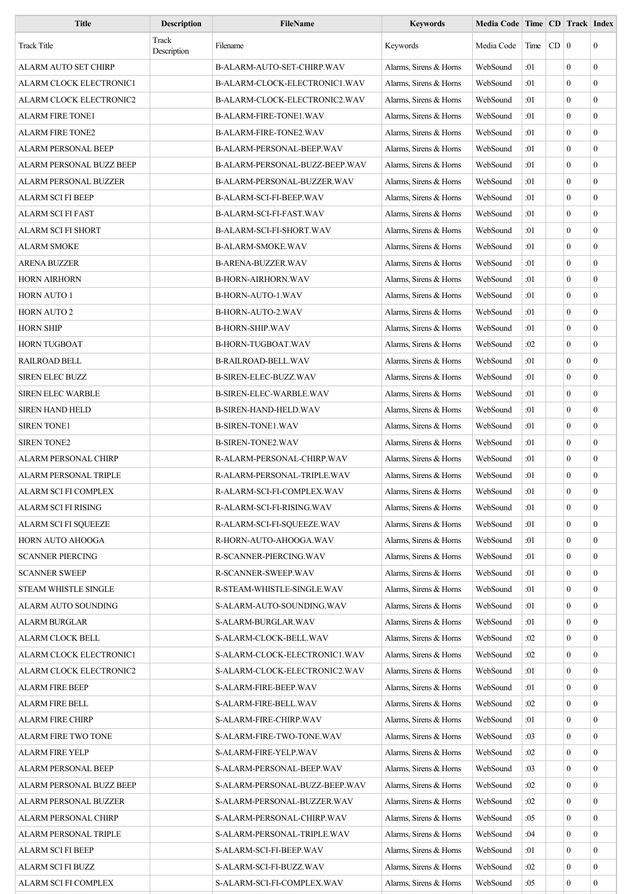| Title | Description | FileName | Keywords | Media Code | Time | CD | Track | Index |
|---|---|---|---|---|---|---|---|---|
| Track Title | Track Description | Filename | Keywords | Media Code | Time | CD | 0 | 0 |
| ALARM AUTO SET CHIRP | | B-ALARM-AUTO-SET-CHIRP.WAV | Alarms, Sirens & Horns | WebSound | :01 | | 0 | 0 |
| ALARM CLOCK ELECTRONIC1 | | B-ALARM-CLOCK-ELECTRONIC1.WAV | Alarms, Sirens & Horns | WebSound | :01 | | 0 | 0 |
| ALARM CLOCK ELECTRONIC2 | | B-ALARM-CLOCK-ELECTRONIC2.WAV | Alarms, Sirens & Horns | WebSound | :01 | | 0 | 0 |
| ALARM FIRE TONE1 | | B-ALARM-FIRE-TONE1.WAV | Alarms, Sirens & Horns | WebSound | :01 | | 0 | 0 |
| ALARM FIRE TONE2 | | B-ALARM-FIRE-TONE2.WAV | Alarms, Sirens & Horns | WebSound | :01 | | 0 | 0 |
| ALARM PERSONAL BEEP | | B-ALARM-PERSONAL-BEEP.WAV | Alarms, Sirens & Horns | WebSound | :01 | | 0 | 0 |
| ALARM PERSONAL BUZZ BEEP | | B-ALARM-PERSONAL-BUZZ-BEEP.WAV | Alarms, Sirens & Horns | WebSound | :01 | | 0 | 0 |
| ALARM PERSONAL BUZZER | | B-ALARM-PERSONAL-BUZZER.WAV | Alarms, Sirens & Horns | WebSound | :01 | | 0 | 0 |
| ALARM SCI FI BEEP | | B-ALARM-SCI-FI-BEEP.WAV | Alarms, Sirens & Horns | WebSound | :01 | | 0 | 0 |
| ALARM SCI FI FAST | | B-ALARM-SCI-FI-FAST.WAV | Alarms, Sirens & Horns | WebSound | :01 | | 0 | 0 |
| ALARM SCI FI SHORT | | B-ALARM-SCI-FI-SHORT.WAV | Alarms, Sirens & Horns | WebSound | :01 | | 0 | 0 |
| ALARM SMOKE | | B-ALARM-SMOKE.WAV | Alarms, Sirens & Horns | WebSound | :01 | | 0 | 0 |
| ARENA BUZZER | | B-ARENA-BUZZER.WAV | Alarms, Sirens & Horns | WebSound | :01 | | 0 | 0 |
| HORN AIRHORN | | B-HORN-AIRHORN.WAV | Alarms, Sirens & Horns | WebSound | :01 | | 0 | 0 |
| HORN AUTO 1 | | B-HORN-AUTO-1.WAV | Alarms, Sirens & Horns | WebSound | :01 | | 0 | 0 |
| HORN AUTO 2 | | B-HORN-AUTO-2.WAV | Alarms, Sirens & Horns | WebSound | :01 | | 0 | 0 |
| HORN SHIP | | B-HORN-SHIP.WAV | Alarms, Sirens & Horns | WebSound | :01 | | 0 | 0 |
| HORN TUGBOAT | | B-HORN-TUGBOAT.WAV | Alarms, Sirens & Horns | WebSound | :02 | | 0 | 0 |
| RAILROAD BELL | | B-RAILROAD-BELL.WAV | Alarms, Sirens & Horns | WebSound | :01 | | 0 | 0 |
| SIREN ELEC BUZZ | | B-SIREN-ELEC-BUZZ.WAV | Alarms, Sirens & Horns | WebSound | :01 | | 0 | 0 |
| SIREN ELEC WARBLE | | B-SIREN-ELEC-WARBLE.WAV | Alarms, Sirens & Horns | WebSound | :01 | | 0 | 0 |
| SIREN HAND HELD | | B-SIREN-HAND-HELD.WAV | Alarms, Sirens & Horns | WebSound | :01 | | 0 | 0 |
| SIREN TONE1 | | B-SIREN-TONE1.WAV | Alarms, Sirens & Horns | WebSound | :01 | | 0 | 0 |
| SIREN TONE2 | | B-SIREN-TONE2.WAV | Alarms, Sirens & Horns | WebSound | :01 | | 0 | 0 |
| ALARM PERSONAL CHIRP | | R-ALARM-PERSONAL-CHIRP.WAV | Alarms, Sirens & Horns | WebSound | :01 | | 0 | 0 |
| ALARM PERSONAL TRIPLE | | R-ALARM-PERSONAL-TRIPLE.WAV | Alarms, Sirens & Horns | WebSound | :01 | | 0 | 0 |
| ALARM SCI FI COMPLEX | | R-ALARM-SCI-FI-COMPLEX.WAV | Alarms, Sirens & Horns | WebSound | :01 | | 0 | 0 |
| ALARM SCI FI RISING | | R-ALARM-SCI-FI-RISING.WAV | Alarms, Sirens & Horns | WebSound | :01 | | 0 | 0 |
| ALARM SCI FI SQUEEZE | | R-ALARM-SCI-FI-SQUEEZE.WAV | Alarms, Sirens & Horns | WebSound | :01 | | 0 | 0 |
| HORN AUTO AHOOGA | | R-HORN-AUTO-AHOOGA.WAV | Alarms, Sirens & Horns | WebSound | :01 | | 0 | 0 |
| SCANNER PIERCING | | R-SCANNER-PIERCING.WAV | Alarms, Sirens & Horns | WebSound | :01 | | 0 | 0 |
| SCANNER SWEEP | | R-SCANNER-SWEEP.WAV | Alarms, Sirens & Horns | WebSound | :01 | | 0 | 0 |
| STEAM WHISTLE SINGLE | | R-STEAM-WHISTLE-SINGLE.WAV | Alarms, Sirens & Horns | WebSound | :01 | | 0 | 0 |
| ALARM AUTO SOUNDING | | S-ALARM-AUTO-SOUNDING.WAV | Alarms, Sirens & Horns | WebSound | :01 | | 0 | 0 |
| ALARM BURGLAR | | S-ALARM-BURGLAR.WAV | Alarms, Sirens & Horns | WebSound | :01 | | 0 | 0 |
| ALARM CLOCK BELL | | S-ALARM-CLOCK-BELL.WAV | Alarms, Sirens & Horns | WebSound | :02 | | 0 | 0 |
| ALARM CLOCK ELECTRONIC1 | | S-ALARM-CLOCK-ELECTRONIC1.WAV | Alarms, Sirens & Horns | WebSound | :02 | | 0 | 0 |
| ALARM CLOCK ELECTRONIC2 | | S-ALARM-CLOCK-ELECTRONIC2.WAV | Alarms, Sirens & Horns | WebSound | :01 | | 0 | 0 |
| ALARM FIRE BEEP | | S-ALARM-FIRE-BEEP.WAV | Alarms, Sirens & Horns | WebSound | :01 | | 0 | 0 |
| ALARM FIRE BELL | | S-ALARM-FIRE-BELL.WAV | Alarms, Sirens & Horns | WebSound | :02 | | 0 | 0 |
| ALARM FIRE CHIRP | | S-ALARM-FIRE-CHIRP.WAV | Alarms, Sirens & Horns | WebSound | :01 | | 0 | 0 |
| ALARM FIRE TWO TONE | | S-ALARM-FIRE-TWO-TONE.WAV | Alarms, Sirens & Horns | WebSound | :03 | | 0 | 0 |
| ALARM FIRE YELP | | S-ALARM-FIRE-YELP.WAV | Alarms, Sirens & Horns | WebSound | :02 | | 0 | 0 |
| ALARM PERSONAL BEEP | | S-ALARM-PERSONAL-BEEP.WAV | Alarms, Sirens & Horns | WebSound | :03 | | 0 | 0 |
| ALARM PERSONAL BUZZ BEEP | | S-ALARM-PERSONAL-BUZZ-BEEP.WAV | Alarms, Sirens & Horns | WebSound | :02 | | 0 | 0 |
| ALARM PERSONAL BUZZER | | S-ALARM-PERSONAL-BUZZER.WAV | Alarms, Sirens & Horns | WebSound | :02 | | 0 | 0 |
| ALARM PERSONAL CHIRP | | S-ALARM-PERSONAL-CHIRP.WAV | Alarms, Sirens & Horns | WebSound | :05 | | 0 | 0 |
| ALARM PERSONAL TRIPLE | | S-ALARM-PERSONAL-TRIPLE.WAV | Alarms, Sirens & Horns | WebSound | :04 | | 0 | 0 |
| ALARM SCI FI BEEP | | S-ALARM-SCI-FI-BEEP.WAV | Alarms, Sirens & Horns | WebSound | :01 | | 0 | 0 |
| ALARM SCI FI BUZZ | | S-ALARM-SCI-FI-BUZZ.WAV | Alarms, Sirens & Horns | WebSound | :02 | | 0 | 0 |
| ALARM SCI FI COMPLEX | | S-ALARM-SCI-FI-COMPLEX.WAV | Alarms, Sirens & Horns | WebSound | :05 | | 0 | 0 |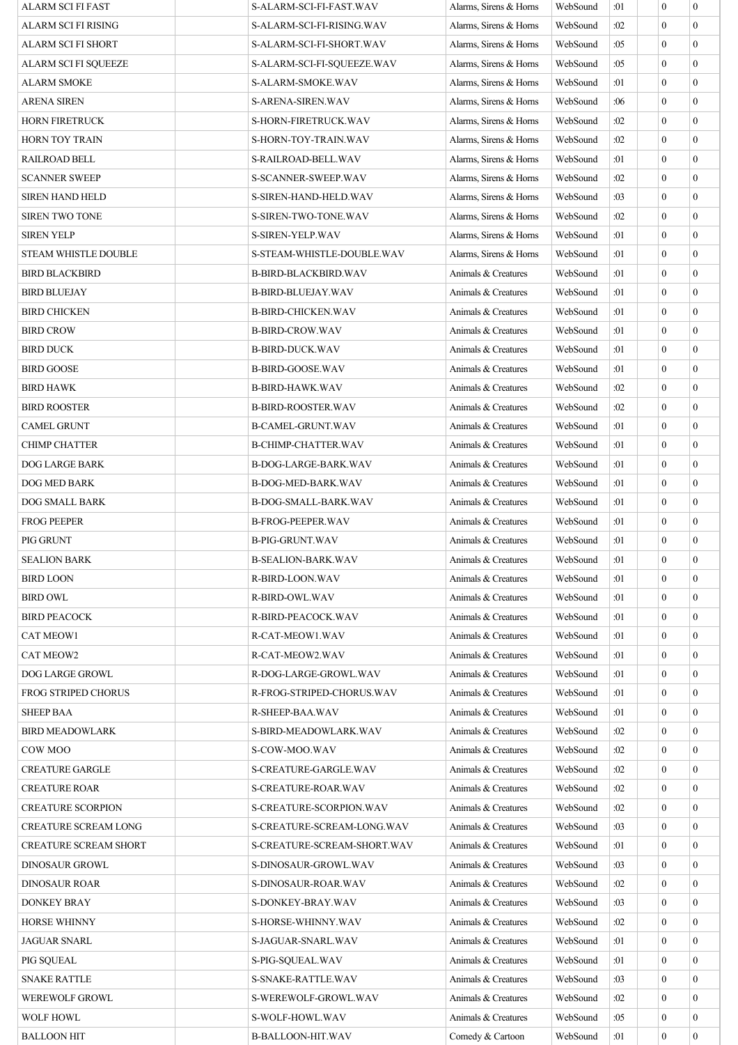| | | | | | | | | |
|---|---|---|---|---|---|---|---|---|
| ALARM SCI FI FAST | | S-ALARM-SCI-FI-FAST.WAV | Alarms, Sirens & Horns | WebSound | :01 | | 0 | 0 |
| ALARM SCI FI RISING | | S-ALARM-SCI-FI-RISING.WAV | Alarms, Sirens & Horns | WebSound | :02 | | 0 | 0 |
| ALARM SCI FI SHORT | | S-ALARM-SCI-FI-SHORT.WAV | Alarms, Sirens & Horns | WebSound | :05 | | 0 | 0 |
| ALARM SCI FI SQUEEZE | | S-ALARM-SCI-FI-SQUEEZE.WAV | Alarms, Sirens & Horns | WebSound | :05 | | 0 | 0 |
| ALARM SMOKE | | S-ALARM-SMOKE.WAV | Alarms, Sirens & Horns | WebSound | :01 | | 0 | 0 |
| ARENA SIREN | | S-ARENA-SIREN.WAV | Alarms, Sirens & Horns | WebSound | :06 | | 0 | 0 |
| HORN FIRETRUCK | | S-HORN-FIRETRUCK.WAV | Alarms, Sirens & Horns | WebSound | :02 | | 0 | 0 |
| HORN TOY TRAIN | | S-HORN-TOY-TRAIN.WAV | Alarms, Sirens & Horns | WebSound | :02 | | 0 | 0 |
| RAILROAD BELL | | S-RAILROAD-BELL.WAV | Alarms, Sirens & Horns | WebSound | :01 | | 0 | 0 |
| SCANNER SWEEP | | S-SCANNER-SWEEP.WAV | Alarms, Sirens & Horns | WebSound | :02 | | 0 | 0 |
| SIREN HAND HELD | | S-SIREN-HAND-HELD.WAV | Alarms, Sirens & Horns | WebSound | :03 | | 0 | 0 |
| SIREN TWO TONE | | S-SIREN-TWO-TONE.WAV | Alarms, Sirens & Horns | WebSound | :02 | | 0 | 0 |
| SIREN YELP | | S-SIREN-YELP.WAV | Alarms, Sirens & Horns | WebSound | :01 | | 0 | 0 |
| STEAM WHISTLE DOUBLE | | S-STEAM-WHISTLE-DOUBLE.WAV | Alarms, Sirens & Horns | WebSound | :01 | | 0 | 0 |
| BIRD BLACKBIRD | | B-BIRD-BLACKBIRD.WAV | Animals & Creatures | WebSound | :01 | | 0 | 0 |
| BIRD BLUEJAY | | B-BIRD-BLUEJAY.WAV | Animals & Creatures | WebSound | :01 | | 0 | 0 |
| BIRD CHICKEN | | B-BIRD-CHICKEN.WAV | Animals & Creatures | WebSound | :01 | | 0 | 0 |
| BIRD CROW | | B-BIRD-CROW.WAV | Animals & Creatures | WebSound | :01 | | 0 | 0 |
| BIRD DUCK | | B-BIRD-DUCK.WAV | Animals & Creatures | WebSound | :01 | | 0 | 0 |
| BIRD GOOSE | | B-BIRD-GOOSE.WAV | Animals & Creatures | WebSound | :01 | | 0 | 0 |
| BIRD HAWK | | B-BIRD-HAWK.WAV | Animals & Creatures | WebSound | :02 | | 0 | 0 |
| BIRD ROOSTER | | B-BIRD-ROOSTER.WAV | Animals & Creatures | WebSound | :02 | | 0 | 0 |
| CAMEL GRUNT | | B-CAMEL-GRUNT.WAV | Animals & Creatures | WebSound | :01 | | 0 | 0 |
| CHIMP CHATTER | | B-CHIMP-CHATTER.WAV | Animals & Creatures | WebSound | :01 | | 0 | 0 |
| DOG LARGE BARK | | B-DOG-LARGE-BARK.WAV | Animals & Creatures | WebSound | :01 | | 0 | 0 |
| DOG MED BARK | | B-DOG-MED-BARK.WAV | Animals & Creatures | WebSound | :01 | | 0 | 0 |
| DOG SMALL BARK | | B-DOG-SMALL-BARK.WAV | Animals & Creatures | WebSound | :01 | | 0 | 0 |
| FROG PEEPER | | B-FROG-PEEPER.WAV | Animals & Creatures | WebSound | :01 | | 0 | 0 |
| PIG GRUNT | | B-PIG-GRUNT.WAV | Animals & Creatures | WebSound | :01 | | 0 | 0 |
| SEALION BARK | | B-SEALION-BARK.WAV | Animals & Creatures | WebSound | :01 | | 0 | 0 |
| BIRD LOON | | R-BIRD-LOON.WAV | Animals & Creatures | WebSound | :01 | | 0 | 0 |
| BIRD OWL | | R-BIRD-OWL.WAV | Animals & Creatures | WebSound | :01 | | 0 | 0 |
| BIRD PEACOCK | | R-BIRD-PEACOCK.WAV | Animals & Creatures | WebSound | :01 | | 0 | 0 |
| CAT MEOW1 | | R-CAT-MEOW1.WAV | Animals & Creatures | WebSound | :01 | | 0 | 0 |
| CAT MEOW2 | | R-CAT-MEOW2.WAV | Animals & Creatures | WebSound | :01 | | 0 | 0 |
| DOG LARGE GROWL | | R-DOG-LARGE-GROWL.WAV | Animals & Creatures | WebSound | :01 | | 0 | 0 |
| FROG STRIPED CHORUS | | R-FROG-STRIPED-CHORUS.WAV | Animals & Creatures | WebSound | :01 | | 0 | 0 |
| SHEEP BAA | | R-SHEEP-BAA.WAV | Animals & Creatures | WebSound | :01 | | 0 | 0 |
| BIRD MEADOWLARK | | S-BIRD-MEADOWLARK.WAV | Animals & Creatures | WebSound | :02 | | 0 | 0 |
| COW MOO | | S-COW-MOO.WAV | Animals & Creatures | WebSound | :02 | | 0 | 0 |
| CREATURE GARGLE | | S-CREATURE-GARGLE.WAV | Animals & Creatures | WebSound | :02 | | 0 | 0 |
| CREATURE ROAR | | S-CREATURE-ROAR.WAV | Animals & Creatures | WebSound | :02 | | 0 | 0 |
| CREATURE SCORPION | | S-CREATURE-SCORPION.WAV | Animals & Creatures | WebSound | :02 | | 0 | 0 |
| CREATURE SCREAM LONG | | S-CREATURE-SCREAM-LONG.WAV | Animals & Creatures | WebSound | :03 | | 0 | 0 |
| CREATURE SCREAM SHORT | | S-CREATURE-SCREAM-SHORT.WAV | Animals & Creatures | WebSound | :01 | | 0 | 0 |
| DINOSAUR GROWL | | S-DINOSAUR-GROWL.WAV | Animals & Creatures | WebSound | :03 | | 0 | 0 |
| DINOSAUR ROAR | | S-DINOSAUR-ROAR.WAV | Animals & Creatures | WebSound | :02 | | 0 | 0 |
| DONKEY BRAY | | S-DONKEY-BRAY.WAV | Animals & Creatures | WebSound | :03 | | 0 | 0 |
| HORSE WHINNY | | S-HORSE-WHINNY.WAV | Animals & Creatures | WebSound | :02 | | 0 | 0 |
| JAGUAR SNARL | | S-JAGUAR-SNARL.WAV | Animals & Creatures | WebSound | :01 | | 0 | 0 |
| PIG SQUEAL | | S-PIG-SQUEAL.WAV | Animals & Creatures | WebSound | :01 | | 0 | 0 |
| SNAKE RATTLE | | S-SNAKE-RATTLE.WAV | Animals & Creatures | WebSound | :03 | | 0 | 0 |
| WEREWOLF GROWL | | S-WEREWOLF-GROWL.WAV | Animals & Creatures | WebSound | :02 | | 0 | 0 |
| WOLF HOWL | | S-WOLF-HOWL.WAV | Animals & Creatures | WebSound | :05 | | 0 | 0 |
| BALLOON HIT | | B-BALLOON-HIT.WAV | Comedy & Cartoon | WebSound | :01 | | 0 | 0 |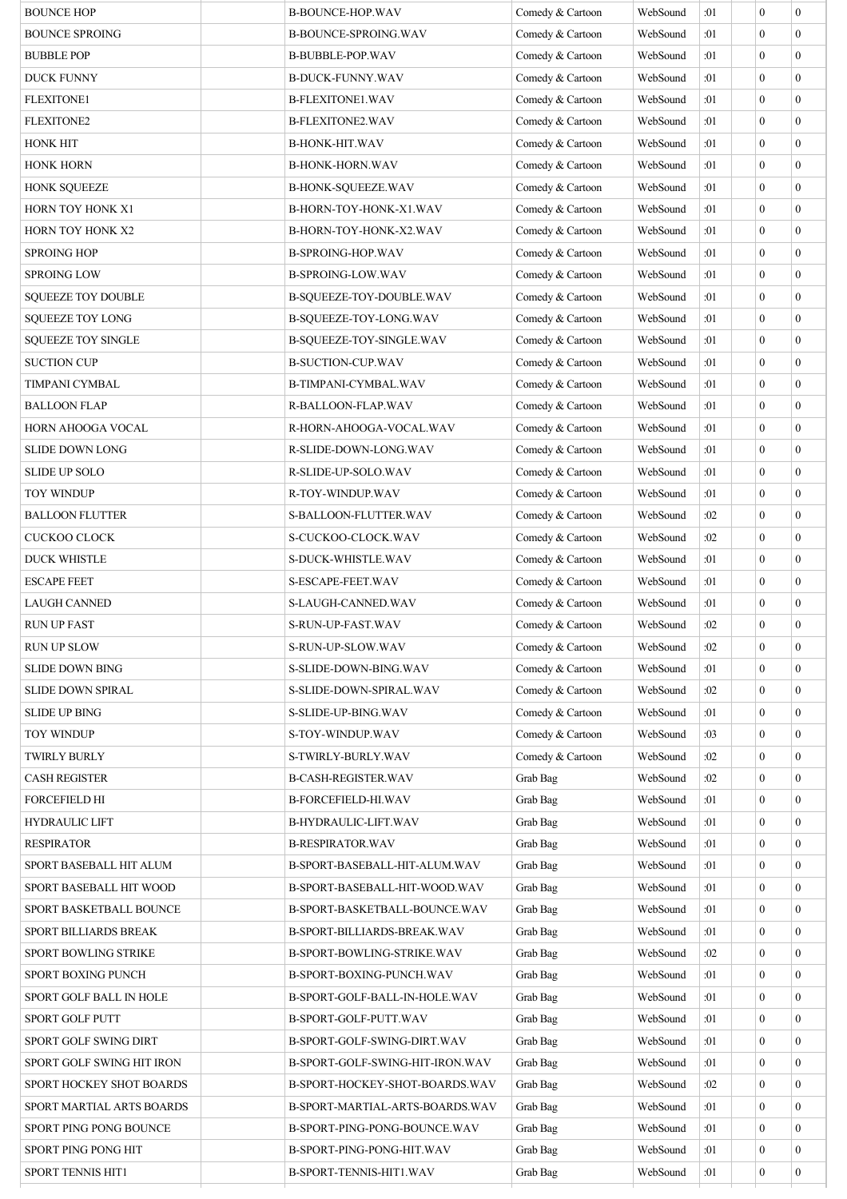| | | | | | | | | |
|---|---|---|---|---|---|---|---|---|
| BOUNCE HOP | | B-BOUNCE-HOP.WAV | Comedy & Cartoon | WebSound | :01 | | 0 | 0 |
| BOUNCE SPROING | | B-BOUNCE-SPROING.WAV | Comedy & Cartoon | WebSound | :01 | | 0 | 0 |
| BUBBLE POP | | B-BUBBLE-POP.WAV | Comedy & Cartoon | WebSound | :01 | | 0 | 0 |
| DUCK FUNNY | | B-DUCK-FUNNY.WAV | Comedy & Cartoon | WebSound | :01 | | 0 | 0 |
| FLEXITONE1 | | B-FLEXITONE1.WAV | Comedy & Cartoon | WebSound | :01 | | 0 | 0 |
| FLEXITONE2 | | B-FLEXITONE2.WAV | Comedy & Cartoon | WebSound | :01 | | 0 | 0 |
| HONK HIT | | B-HONK-HIT.WAV | Comedy & Cartoon | WebSound | :01 | | 0 | 0 |
| HONK HORN | | B-HONK-HORN.WAV | Comedy & Cartoon | WebSound | :01 | | 0 | 0 |
| HONK SQUEEZE | | B-HONK-SQUEEZE.WAV | Comedy & Cartoon | WebSound | :01 | | 0 | 0 |
| HORN TOY HONK X1 | | B-HORN-TOY-HONK-X1.WAV | Comedy & Cartoon | WebSound | :01 | | 0 | 0 |
| HORN TOY HONK X2 | | B-HORN-TOY-HONK-X2.WAV | Comedy & Cartoon | WebSound | :01 | | 0 | 0 |
| SPROING HOP | | B-SPROING-HOP.WAV | Comedy & Cartoon | WebSound | :01 | | 0 | 0 |
| SPROING LOW | | B-SPROING-LOW.WAV | Comedy & Cartoon | WebSound | :01 | | 0 | 0 |
| SQUEEZE TOY DOUBLE | | B-SQUEEZE-TOY-DOUBLE.WAV | Comedy & Cartoon | WebSound | :01 | | 0 | 0 |
| SQUEEZE TOY LONG | | B-SQUEEZE-TOY-LONG.WAV | Comedy & Cartoon | WebSound | :01 | | 0 | 0 |
| SQUEEZE TOY SINGLE | | B-SQUEEZE-TOY-SINGLE.WAV | Comedy & Cartoon | WebSound | :01 | | 0 | 0 |
| SUCTION CUP | | B-SUCTION-CUP.WAV | Comedy & Cartoon | WebSound | :01 | | 0 | 0 |
| TIMPANI CYMBAL | | B-TIMPANI-CYMBAL.WAV | Comedy & Cartoon | WebSound | :01 | | 0 | 0 |
| BALLOON FLAP | | R-BALLOON-FLAP.WAV | Comedy & Cartoon | WebSound | :01 | | 0 | 0 |
| HORN AHOOGA VOCAL | | R-HORN-AHOOGA-VOCAL.WAV | Comedy & Cartoon | WebSound | :01 | | 0 | 0 |
| SLIDE DOWN LONG | | R-SLIDE-DOWN-LONG.WAV | Comedy & Cartoon | WebSound | :01 | | 0 | 0 |
| SLIDE UP SOLO | | R-SLIDE-UP-SOLO.WAV | Comedy & Cartoon | WebSound | :01 | | 0 | 0 |
| TOY WINDUP | | R-TOY-WINDUP.WAV | Comedy & Cartoon | WebSound | :01 | | 0 | 0 |
| BALLOON FLUTTER | | S-BALLOON-FLUTTER.WAV | Comedy & Cartoon | WebSound | :02 | | 0 | 0 |
| CUCKOO CLOCK | | S-CUCKOO-CLOCK.WAV | Comedy & Cartoon | WebSound | :02 | | 0 | 0 |
| DUCK WHISTLE | | S-DUCK-WHISTLE.WAV | Comedy & Cartoon | WebSound | :01 | | 0 | 0 |
| ESCAPE FEET | | S-ESCAPE-FEET.WAV | Comedy & Cartoon | WebSound | :01 | | 0 | 0 |
| LAUGH CANNED | | S-LAUGH-CANNED.WAV | Comedy & Cartoon | WebSound | :01 | | 0 | 0 |
| RUN UP FAST | | S-RUN-UP-FAST.WAV | Comedy & Cartoon | WebSound | :02 | | 0 | 0 |
| RUN UP SLOW | | S-RUN-UP-SLOW.WAV | Comedy & Cartoon | WebSound | :02 | | 0 | 0 |
| SLIDE DOWN BING | | S-SLIDE-DOWN-BING.WAV | Comedy & Cartoon | WebSound | :01 | | 0 | 0 |
| SLIDE DOWN SPIRAL | | S-SLIDE-DOWN-SPIRAL.WAV | Comedy & Cartoon | WebSound | :02 | | 0 | 0 |
| SLIDE UP BING | | S-SLIDE-UP-BING.WAV | Comedy & Cartoon | WebSound | :01 | | 0 | 0 |
| TOY WINDUP | | S-TOY-WINDUP.WAV | Comedy & Cartoon | WebSound | :03 | | 0 | 0 |
| TWIRLY BURLY | | S-TWIRLY-BURLY.WAV | Comedy & Cartoon | WebSound | :02 | | 0 | 0 |
| CASH REGISTER | | B-CASH-REGISTER.WAV | Grab Bag | WebSound | :02 | | 0 | 0 |
| FORCEFIELD HI | | B-FORCEFIELD-HI.WAV | Grab Bag | WebSound | :01 | | 0 | 0 |
| HYDRAULIC LIFT | | B-HYDRAULIC-LIFT.WAV | Grab Bag | WebSound | :01 | | 0 | 0 |
| RESPIRATOR | | B-RESPIRATOR.WAV | Grab Bag | WebSound | :01 | | 0 | 0 |
| SPORT BASEBALL HIT ALUM | | B-SPORT-BASEBALL-HIT-ALUM.WAV | Grab Bag | WebSound | :01 | | 0 | 0 |
| SPORT BASEBALL HIT WOOD | | B-SPORT-BASEBALL-HIT-WOOD.WAV | Grab Bag | WebSound | :01 | | 0 | 0 |
| SPORT BASKETBALL BOUNCE | | B-SPORT-BASKETBALL-BOUNCE.WAV | Grab Bag | WebSound | :01 | | 0 | 0 |
| SPORT BILLIARDS BREAK | | B-SPORT-BILLIARDS-BREAK.WAV | Grab Bag | WebSound | :01 | | 0 | 0 |
| SPORT BOWLING STRIKE | | B-SPORT-BOWLING-STRIKE.WAV | Grab Bag | WebSound | :02 | | 0 | 0 |
| SPORT BOXING PUNCH | | B-SPORT-BOXING-PUNCH.WAV | Grab Bag | WebSound | :01 | | 0 | 0 |
| SPORT GOLF BALL IN HOLE | | B-SPORT-GOLF-BALL-IN-HOLE.WAV | Grab Bag | WebSound | :01 | | 0 | 0 |
| SPORT GOLF PUTT | | B-SPORT-GOLF-PUTT.WAV | Grab Bag | WebSound | :01 | | 0 | 0 |
| SPORT GOLF SWING DIRT | | B-SPORT-GOLF-SWING-DIRT.WAV | Grab Bag | WebSound | :01 | | 0 | 0 |
| SPORT GOLF SWING HIT IRON | | B-SPORT-GOLF-SWING-HIT-IRON.WAV | Grab Bag | WebSound | :01 | | 0 | 0 |
| SPORT HOCKEY SHOT BOARDS | | B-SPORT-HOCKEY-SHOT-BOARDS.WAV | Grab Bag | WebSound | :02 | | 0 | 0 |
| SPORT MARTIAL ARTS BOARDS | | B-SPORT-MARTIAL-ARTS-BOARDS.WAV | Grab Bag | WebSound | :01 | | 0 | 0 |
| SPORT PING PONG BOUNCE | | B-SPORT-PING-PONG-BOUNCE.WAV | Grab Bag | WebSound | :01 | | 0 | 0 |
| SPORT PING PONG HIT | | B-SPORT-PING-PONG-HIT.WAV | Grab Bag | WebSound | :01 | | 0 | 0 |
| SPORT TENNIS HIT1 | | B-SPORT-TENNIS-HIT1.WAV | Grab Bag | WebSound | :01 | | 0 | 0 |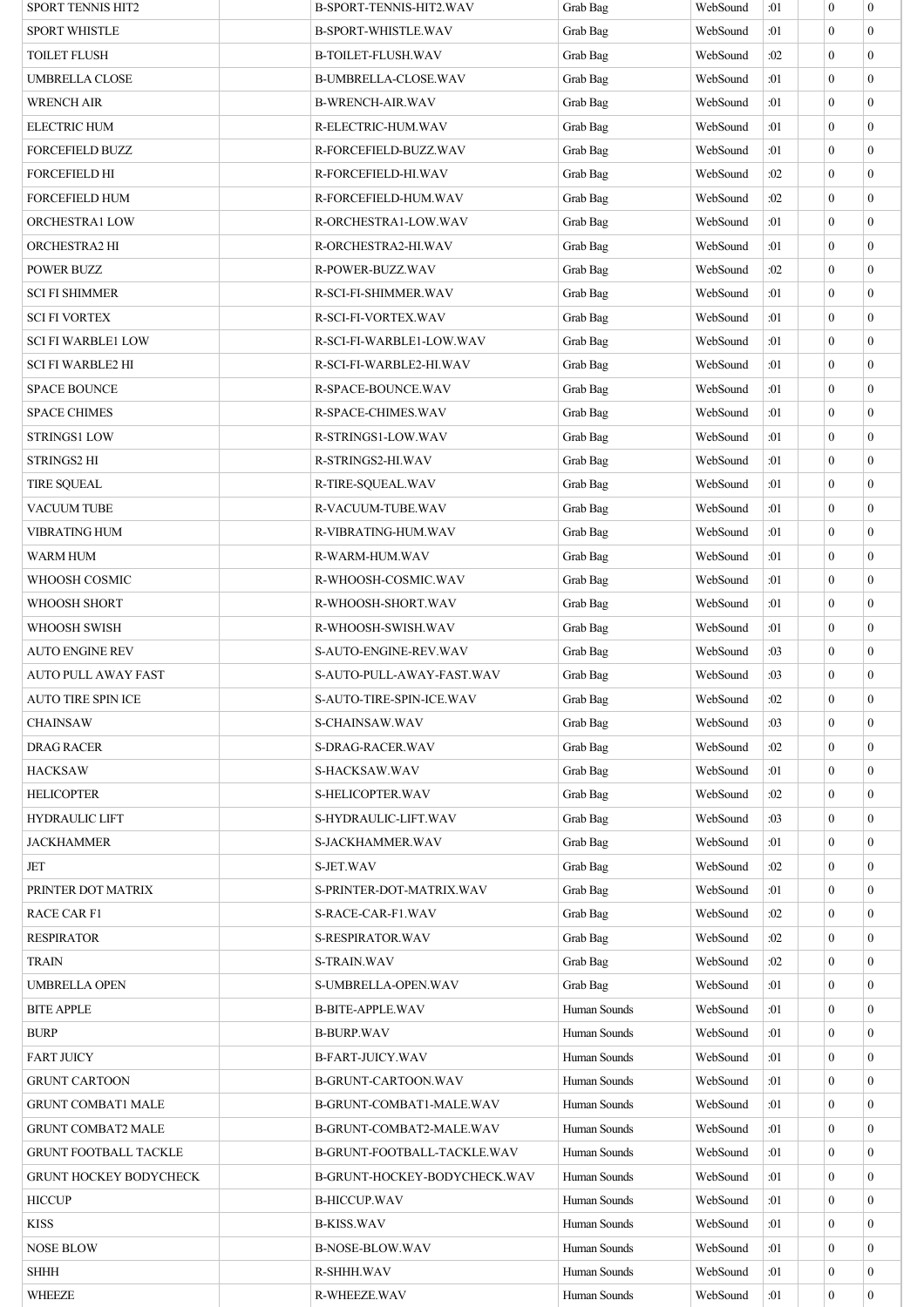| | | | | | | | | |
|---|---|---|---|---|---|---|---|---|
| SPORT TENNIS HIT2 | | B-SPORT-TENNIS-HIT2.WAV | Grab Bag | WebSound | :01 | | 0 | 0 |
| SPORT WHISTLE | | B-SPORT-WHISTLE.WAV | Grab Bag | WebSound | :01 | | 0 | 0 |
| TOILET FLUSH | | B-TOILET-FLUSH.WAV | Grab Bag | WebSound | :02 | | 0 | 0 |
| UMBRELLA CLOSE | | B-UMBRELLA-CLOSE.WAV | Grab Bag | WebSound | :01 | | 0 | 0 |
| WRENCH AIR | | B-WRENCH-AIR.WAV | Grab Bag | WebSound | :01 | | 0 | 0 |
| ELECTRIC HUM | | R-ELECTRIC-HUM.WAV | Grab Bag | WebSound | :01 | | 0 | 0 |
| FORCEFIELD BUZZ | | R-FORCEFIELD-BUZZ.WAV | Grab Bag | WebSound | :01 | | 0 | 0 |
| FORCEFIELD HI | | R-FORCEFIELD-HI.WAV | Grab Bag | WebSound | :02 | | 0 | 0 |
| FORCEFIELD HUM | | R-FORCEFIELD-HUM.WAV | Grab Bag | WebSound | :02 | | 0 | 0 |
| ORCHESTRA1 LOW | | R-ORCHESTRA1-LOW.WAV | Grab Bag | WebSound | :01 | | 0 | 0 |
| ORCHESTRA2 HI | | R-ORCHESTRA2-HI.WAV | Grab Bag | WebSound | :01 | | 0 | 0 |
| POWER BUZZ | | R-POWER-BUZZ.WAV | Grab Bag | WebSound | :02 | | 0 | 0 |
| SCI FI SHIMMER | | R-SCI-FI-SHIMMER.WAV | Grab Bag | WebSound | :01 | | 0 | 0 |
| SCI FI VORTEX | | R-SCI-FI-VORTEX.WAV | Grab Bag | WebSound | :01 | | 0 | 0 |
| SCI FI WARBLE1 LOW | | R-SCI-FI-WARBLE1-LOW.WAV | Grab Bag | WebSound | :01 | | 0 | 0 |
| SCI FI WARBLE2 HI | | R-SCI-FI-WARBLE2-HI.WAV | Grab Bag | WebSound | :01 | | 0 | 0 |
| SPACE BOUNCE | | R-SPACE-BOUNCE.WAV | Grab Bag | WebSound | :01 | | 0 | 0 |
| SPACE CHIMES | | R-SPACE-CHIMES.WAV | Grab Bag | WebSound | :01 | | 0 | 0 |
| STRINGS1 LOW | | R-STRINGS1-LOW.WAV | Grab Bag | WebSound | :01 | | 0 | 0 |
| STRINGS2 HI | | R-STRINGS2-HI.WAV | Grab Bag | WebSound | :01 | | 0 | 0 |
| TIRE SQUEAL | | R-TIRE-SQUEAL.WAV | Grab Bag | WebSound | :01 | | 0 | 0 |
| VACUUM TUBE | | R-VACUUM-TUBE.WAV | Grab Bag | WebSound | :01 | | 0 | 0 |
| VIBRATING HUM | | R-VIBRATING-HUM.WAV | Grab Bag | WebSound | :01 | | 0 | 0 |
| WARM HUM | | R-WARM-HUM.WAV | Grab Bag | WebSound | :01 | | 0 | 0 |
| WHOOSH COSMIC | | R-WHOOSH-COSMIC.WAV | Grab Bag | WebSound | :01 | | 0 | 0 |
| WHOOSH SHORT | | R-WHOOSH-SHORT.WAV | Grab Bag | WebSound | :01 | | 0 | 0 |
| WHOOSH SWISH | | R-WHOOSH-SWISH.WAV | Grab Bag | WebSound | :01 | | 0 | 0 |
| AUTO ENGINE REV | | S-AUTO-ENGINE-REV.WAV | Grab Bag | WebSound | :03 | | 0 | 0 |
| AUTO PULL AWAY FAST | | S-AUTO-PULL-AWAY-FAST.WAV | Grab Bag | WebSound | :03 | | 0 | 0 |
| AUTO TIRE SPIN ICE | | S-AUTO-TIRE-SPIN-ICE.WAV | Grab Bag | WebSound | :02 | | 0 | 0 |
| CHAINSAW | | S-CHAINSAW.WAV | Grab Bag | WebSound | :03 | | 0 | 0 |
| DRAG RACER | | S-DRAG-RACER.WAV | Grab Bag | WebSound | :02 | | 0 | 0 |
| HACKSAW | | S-HACKSAW.WAV | Grab Bag | WebSound | :01 | | 0 | 0 |
| HELICOPTER | | S-HELICOPTER.WAV | Grab Bag | WebSound | :02 | | 0 | 0 |
| HYDRAULIC LIFT | | S-HYDRAULIC-LIFT.WAV | Grab Bag | WebSound | :03 | | 0 | 0 |
| JACKHAMMER | | S-JACKHAMMER.WAV | Grab Bag | WebSound | :01 | | 0 | 0 |
| JET | | S-JET.WAV | Grab Bag | WebSound | :02 | | 0 | 0 |
| PRINTER DOT MATRIX | | S-PRINTER-DOT-MATRIX.WAV | Grab Bag | WebSound | :01 | | 0 | 0 |
| RACE CAR F1 | | S-RACE-CAR-F1.WAV | Grab Bag | WebSound | :02 | | 0 | 0 |
| RESPIRATOR | | S-RESPIRATOR.WAV | Grab Bag | WebSound | :02 | | 0 | 0 |
| TRAIN | | S-TRAIN.WAV | Grab Bag | WebSound | :02 | | 0 | 0 |
| UMBRELLA OPEN | | S-UMBRELLA-OPEN.WAV | Grab Bag | WebSound | :01 | | 0 | 0 |
| BITE APPLE | | B-BITE-APPLE.WAV | Human Sounds | WebSound | :01 | | 0 | 0 |
| BURP | | B-BURP.WAV | Human Sounds | WebSound | :01 | | 0 | 0 |
| FART JUICY | | B-FART-JUICY.WAV | Human Sounds | WebSound | :01 | | 0 | 0 |
| GRUNT CARTOON | | B-GRUNT-CARTOON.WAV | Human Sounds | WebSound | :01 | | 0 | 0 |
| GRUNT COMBAT1 MALE | | B-GRUNT-COMBAT1-MALE.WAV | Human Sounds | WebSound | :01 | | 0 | 0 |
| GRUNT COMBAT2 MALE | | B-GRUNT-COMBAT2-MALE.WAV | Human Sounds | WebSound | :01 | | 0 | 0 |
| GRUNT FOOTBALL TACKLE | | B-GRUNT-FOOTBALL-TACKLE.WAV | Human Sounds | WebSound | :01 | | 0 | 0 |
| GRUNT HOCKEY BODYCHECK | | B-GRUNT-HOCKEY-BODYCHECK.WAV | Human Sounds | WebSound | :01 | | 0 | 0 |
| HICCUP | | B-HICCUP.WAV | Human Sounds | WebSound | :01 | | 0 | 0 |
| KISS | | B-KISS.WAV | Human Sounds | WebSound | :01 | | 0 | 0 |
| NOSE BLOW | | B-NOSE-BLOW.WAV | Human Sounds | WebSound | :01 | | 0 | 0 |
| SHHH | | R-SHHH.WAV | Human Sounds | WebSound | :01 | | 0 | 0 |
| WHEEZE | | R-WHEEZE.WAV | Human Sounds | WebSound | :01 | | 0 | 0 |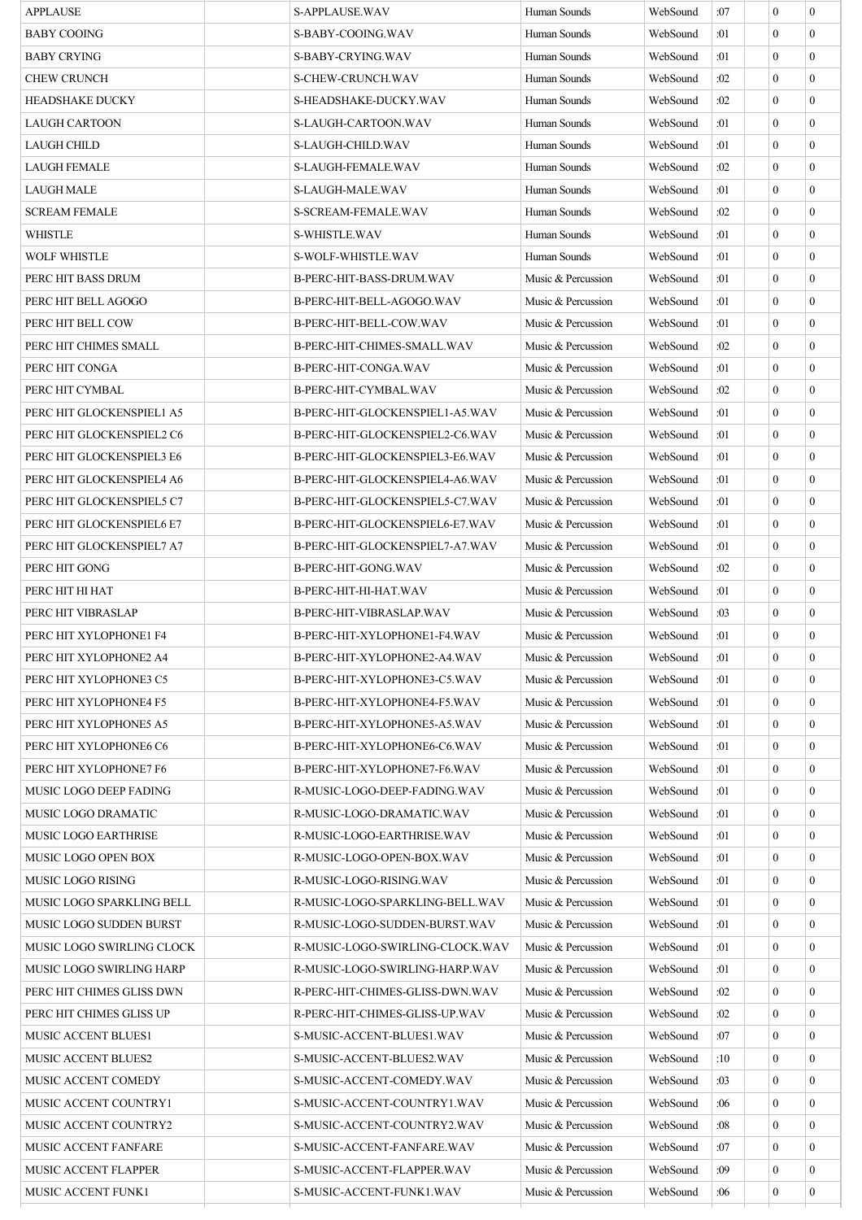| | | | | | | | | |
|---|---|---|---|---|---|---|---|---|
| APPLAUSE | | S-APPLAUSE.WAV | Human Sounds | WebSound | :07 | | 0 | 0 |
| BABY COOING | | S-BABY-COOING.WAV | Human Sounds | WebSound | :01 | | 0 | 0 |
| BABY CRYING | | S-BABY-CRYING.WAV | Human Sounds | WebSound | :01 | | 0 | 0 |
| CHEW CRUNCH | | S-CHEW-CRUNCH.WAV | Human Sounds | WebSound | :02 | | 0 | 0 |
| HEADSHAKE DUCKY | | S-HEADSHAKE-DUCKY.WAV | Human Sounds | WebSound | :02 | | 0 | 0 |
| LAUGH CARTOON | | S-LAUGH-CARTOON.WAV | Human Sounds | WebSound | :01 | | 0 | 0 |
| LAUGH CHILD | | S-LAUGH-CHILD.WAV | Human Sounds | WebSound | :01 | | 0 | 0 |
| LAUGH FEMALE | | S-LAUGH-FEMALE.WAV | Human Sounds | WebSound | :02 | | 0 | 0 |
| LAUGH MALE | | S-LAUGH-MALE.WAV | Human Sounds | WebSound | :01 | | 0 | 0 |
| SCREAM FEMALE | | S-SCREAM-FEMALE.WAV | Human Sounds | WebSound | :02 | | 0 | 0 |
| WHISTLE | | S-WHISTLE.WAV | Human Sounds | WebSound | :01 | | 0 | 0 |
| WOLF WHISTLE | | S-WOLF-WHISTLE.WAV | Human Sounds | WebSound | :01 | | 0 | 0 |
| PERC HIT BASS DRUM | | B-PERC-HIT-BASS-DRUM.WAV | Music & Percussion | WebSound | :01 | | 0 | 0 |
| PERC HIT BELL AGOGO | | B-PERC-HIT-BELL-AGOGO.WAV | Music & Percussion | WebSound | :01 | | 0 | 0 |
| PERC HIT BELL COW | | B-PERC-HIT-BELL-COW.WAV | Music & Percussion | WebSound | :01 | | 0 | 0 |
| PERC HIT CHIMES SMALL | | B-PERC-HIT-CHIMES-SMALL.WAV | Music & Percussion | WebSound | :02 | | 0 | 0 |
| PERC HIT CONGA | | B-PERC-HIT-CONGA.WAV | Music & Percussion | WebSound | :01 | | 0 | 0 |
| PERC HIT CYMBAL | | B-PERC-HIT-CYMBAL.WAV | Music & Percussion | WebSound | :02 | | 0 | 0 |
| PERC HIT GLOCKENSPIEL1 A5 | | B-PERC-HIT-GLOCKENSPIEL1-A5.WAV | Music & Percussion | WebSound | :01 | | 0 | 0 |
| PERC HIT GLOCKENSPIEL2 C6 | | B-PERC-HIT-GLOCKENSPIEL2-C6.WAV | Music & Percussion | WebSound | :01 | | 0 | 0 |
| PERC HIT GLOCKENSPIEL3 E6 | | B-PERC-HIT-GLOCKENSPIEL3-E6.WAV | Music & Percussion | WebSound | :01 | | 0 | 0 |
| PERC HIT GLOCKENSPIEL4 A6 | | B-PERC-HIT-GLOCKENSPIEL4-A6.WAV | Music & Percussion | WebSound | :01 | | 0 | 0 |
| PERC HIT GLOCKENSPIEL5 C7 | | B-PERC-HIT-GLOCKENSPIEL5-C7.WAV | Music & Percussion | WebSound | :01 | | 0 | 0 |
| PERC HIT GLOCKENSPIEL6 E7 | | B-PERC-HIT-GLOCKENSPIEL6-E7.WAV | Music & Percussion | WebSound | :01 | | 0 | 0 |
| PERC HIT GLOCKENSPIEL7 A7 | | B-PERC-HIT-GLOCKENSPIEL7-A7.WAV | Music & Percussion | WebSound | :01 | | 0 | 0 |
| PERC HIT GONG | | B-PERC-HIT-GONG.WAV | Music & Percussion | WebSound | :02 | | 0 | 0 |
| PERC HIT HI HAT | | B-PERC-HIT-HI-HAT.WAV | Music & Percussion | WebSound | :01 | | 0 | 0 |
| PERC HIT VIBRASLAP | | B-PERC-HIT-VIBRASLAP.WAV | Music & Percussion | WebSound | :03 | | 0 | 0 |
| PERC HIT XYLOPHONE1 F4 | | B-PERC-HIT-XYLOPHONE1-F4.WAV | Music & Percussion | WebSound | :01 | | 0 | 0 |
| PERC HIT XYLOPHONE2 A4 | | B-PERC-HIT-XYLOPHONE2-A4.WAV | Music & Percussion | WebSound | :01 | | 0 | 0 |
| PERC HIT XYLOPHONE3 C5 | | B-PERC-HIT-XYLOPHONE3-C5.WAV | Music & Percussion | WebSound | :01 | | 0 | 0 |
| PERC HIT XYLOPHONE4 F5 | | B-PERC-HIT-XYLOPHONE4-F5.WAV | Music & Percussion | WebSound | :01 | | 0 | 0 |
| PERC HIT XYLOPHONE5 A5 | | B-PERC-HIT-XYLOPHONE5-A5.WAV | Music & Percussion | WebSound | :01 | | 0 | 0 |
| PERC HIT XYLOPHONE6 C6 | | B-PERC-HIT-XYLOPHONE6-C6.WAV | Music & Percussion | WebSound | :01 | | 0 | 0 |
| PERC HIT XYLOPHONE7 F6 | | B-PERC-HIT-XYLOPHONE7-F6.WAV | Music & Percussion | WebSound | :01 | | 0 | 0 |
| MUSIC LOGO DEEP FADING | | R-MUSIC-LOGO-DEEP-FADING.WAV | Music & Percussion | WebSound | :01 | | 0 | 0 |
| MUSIC LOGO DRAMATIC | | R-MUSIC-LOGO-DRAMATIC.WAV | Music & Percussion | WebSound | :01 | | 0 | 0 |
| MUSIC LOGO EARTHRISE | | R-MUSIC-LOGO-EARTHRISE.WAV | Music & Percussion | WebSound | :01 | | 0 | 0 |
| MUSIC LOGO OPEN BOX | | R-MUSIC-LOGO-OPEN-BOX.WAV | Music & Percussion | WebSound | :01 | | 0 | 0 |
| MUSIC LOGO RISING | | R-MUSIC-LOGO-RISING.WAV | Music & Percussion | WebSound | :01 | | 0 | 0 |
| MUSIC LOGO SPARKLING BELL | | R-MUSIC-LOGO-SPARKLING-BELL.WAV | Music & Percussion | WebSound | :01 | | 0 | 0 |
| MUSIC LOGO SUDDEN BURST | | R-MUSIC-LOGO-SUDDEN-BURST.WAV | Music & Percussion | WebSound | :01 | | 0 | 0 |
| MUSIC LOGO SWIRLING CLOCK | | R-MUSIC-LOGO-SWIRLING-CLOCK.WAV | Music & Percussion | WebSound | :01 | | 0 | 0 |
| MUSIC LOGO SWIRLING HARP | | R-MUSIC-LOGO-SWIRLING-HARP.WAV | Music & Percussion | WebSound | :01 | | 0 | 0 |
| PERC HIT CHIMES GLISS DWN | | R-PERC-HIT-CHIMES-GLISS-DWN.WAV | Music & Percussion | WebSound | :02 | | 0 | 0 |
| PERC HIT CHIMES GLISS UP | | R-PERC-HIT-CHIMES-GLISS-UP.WAV | Music & Percussion | WebSound | :02 | | 0 | 0 |
| MUSIC ACCENT BLUES1 | | S-MUSIC-ACCENT-BLUES1.WAV | Music & Percussion | WebSound | :07 | | 0 | 0 |
| MUSIC ACCENT BLUES2 | | S-MUSIC-ACCENT-BLUES2.WAV | Music & Percussion | WebSound | :10 | | 0 | 0 |
| MUSIC ACCENT COMEDY | | S-MUSIC-ACCENT-COMEDY.WAV | Music & Percussion | WebSound | :03 | | 0 | 0 |
| MUSIC ACCENT COUNTRY1 | | S-MUSIC-ACCENT-COUNTRY1.WAV | Music & Percussion | WebSound | :06 | | 0 | 0 |
| MUSIC ACCENT COUNTRY2 | | S-MUSIC-ACCENT-COUNTRY2.WAV | Music & Percussion | WebSound | :08 | | 0 | 0 |
| MUSIC ACCENT FANFARE | | S-MUSIC-ACCENT-FANFARE.WAV | Music & Percussion | WebSound | :07 | | 0 | 0 |
| MUSIC ACCENT FLAPPER | | S-MUSIC-ACCENT-FLAPPER.WAV | Music & Percussion | WebSound | :09 | | 0 | 0 |
| MUSIC ACCENT FUNK1 | | S-MUSIC-ACCENT-FUNK1.WAV | Music & Percussion | WebSound | :06 | | 0 | 0 |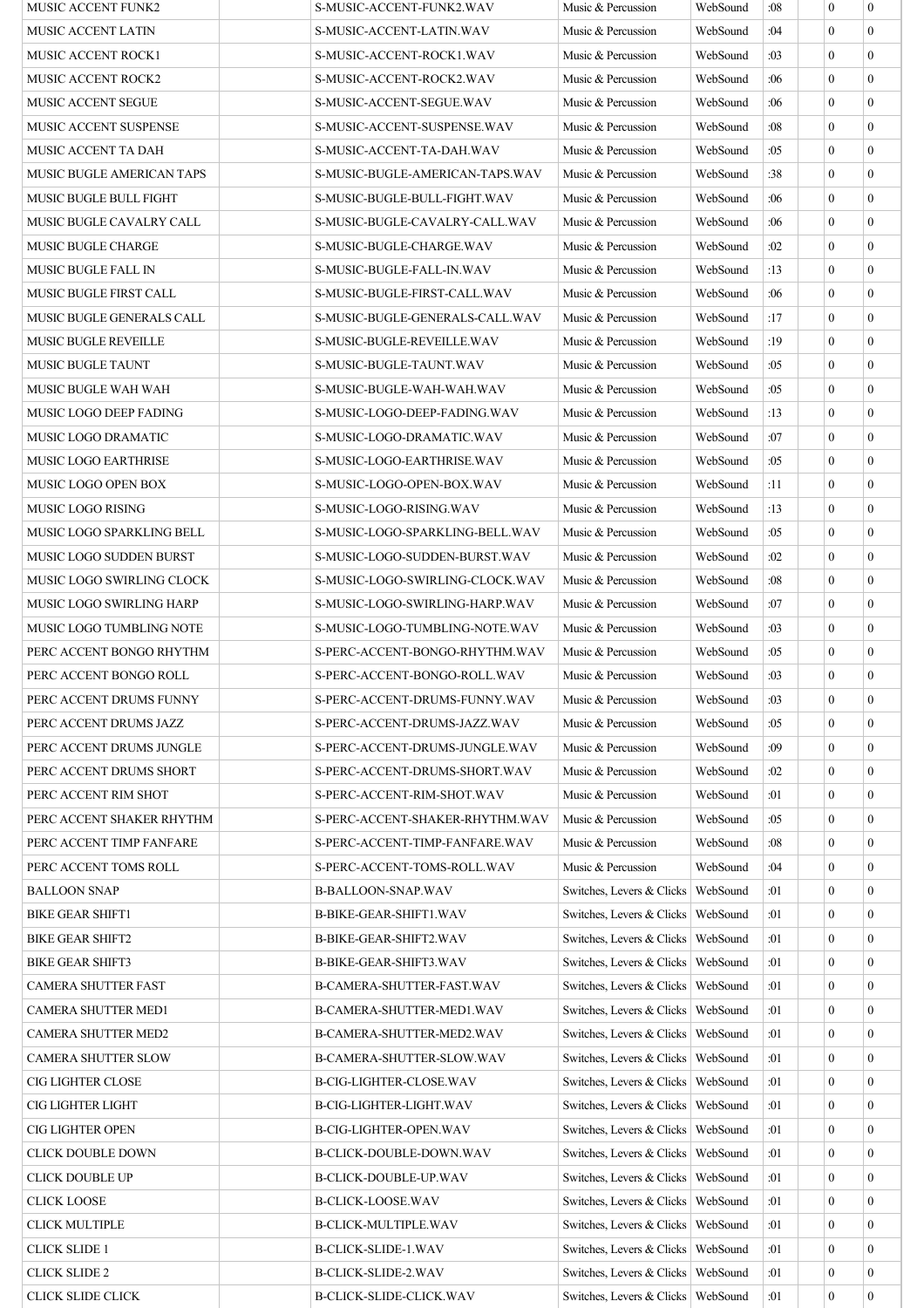| | | | | | | | | |
|---|---|---|---|---|---|---|---|---|
| MUSIC ACCENT FUNK2 | | S-MUSIC-ACCENT-FUNK2.WAV | Music & Percussion | WebSound | :08 | | 0 | 0 |
| MUSIC ACCENT LATIN | | S-MUSIC-ACCENT-LATIN.WAV | Music & Percussion | WebSound | :04 | | 0 | 0 |
| MUSIC ACCENT ROCK1 | | S-MUSIC-ACCENT-ROCK1.WAV | Music & Percussion | WebSound | :03 | | 0 | 0 |
| MUSIC ACCENT ROCK2 | | S-MUSIC-ACCENT-ROCK2.WAV | Music & Percussion | WebSound | :06 | | 0 | 0 |
| MUSIC ACCENT SEGUE | | S-MUSIC-ACCENT-SEGUE.WAV | Music & Percussion | WebSound | :06 | | 0 | 0 |
| MUSIC ACCENT SUSPENSE | | S-MUSIC-ACCENT-SUSPENSE.WAV | Music & Percussion | WebSound | :08 | | 0 | 0 |
| MUSIC ACCENT TA DAH | | S-MUSIC-ACCENT-TA-DAH.WAV | Music & Percussion | WebSound | :05 | | 0 | 0 |
| MUSIC BUGLE AMERICAN TAPS | | S-MUSIC-BUGLE-AMERICAN-TAPS.WAV | Music & Percussion | WebSound | :38 | | 0 | 0 |
| MUSIC BUGLE BULL FIGHT | | S-MUSIC-BUGLE-BULL-FIGHT.WAV | Music & Percussion | WebSound | :06 | | 0 | 0 |
| MUSIC BUGLE CAVALRY CALL | | S-MUSIC-BUGLE-CAVALRY-CALL.WAV | Music & Percussion | WebSound | :06 | | 0 | 0 |
| MUSIC BUGLE CHARGE | | S-MUSIC-BUGLE-CHARGE.WAV | Music & Percussion | WebSound | :02 | | 0 | 0 |
| MUSIC BUGLE FALL IN | | S-MUSIC-BUGLE-FALL-IN.WAV | Music & Percussion | WebSound | :13 | | 0 | 0 |
| MUSIC BUGLE FIRST CALL | | S-MUSIC-BUGLE-FIRST-CALL.WAV | Music & Percussion | WebSound | :06 | | 0 | 0 |
| MUSIC BUGLE GENERALS CALL | | S-MUSIC-BUGLE-GENERALS-CALL.WAV | Music & Percussion | WebSound | :17 | | 0 | 0 |
| MUSIC BUGLE REVEILLE | | S-MUSIC-BUGLE-REVEILLE.WAV | Music & Percussion | WebSound | :19 | | 0 | 0 |
| MUSIC BUGLE TAUNT | | S-MUSIC-BUGLE-TAUNT.WAV | Music & Percussion | WebSound | :05 | | 0 | 0 |
| MUSIC BUGLE WAH WAH | | S-MUSIC-BUGLE-WAH-WAH.WAV | Music & Percussion | WebSound | :05 | | 0 | 0 |
| MUSIC LOGO DEEP FADING | | S-MUSIC-LOGO-DEEP-FADING.WAV | Music & Percussion | WebSound | :13 | | 0 | 0 |
| MUSIC LOGO DRAMATIC | | S-MUSIC-LOGO-DRAMATIC.WAV | Music & Percussion | WebSound | :07 | | 0 | 0 |
| MUSIC LOGO EARTHRISE | | S-MUSIC-LOGO-EARTHRISE.WAV | Music & Percussion | WebSound | :05 | | 0 | 0 |
| MUSIC LOGO OPEN BOX | | S-MUSIC-LOGO-OPEN-BOX.WAV | Music & Percussion | WebSound | :11 | | 0 | 0 |
| MUSIC LOGO RISING | | S-MUSIC-LOGO-RISING.WAV | Music & Percussion | WebSound | :13 | | 0 | 0 |
| MUSIC LOGO SPARKLING BELL | | S-MUSIC-LOGO-SPARKLING-BELL.WAV | Music & Percussion | WebSound | :05 | | 0 | 0 |
| MUSIC LOGO SUDDEN BURST | | S-MUSIC-LOGO-SUDDEN-BURST.WAV | Music & Percussion | WebSound | :02 | | 0 | 0 |
| MUSIC LOGO SWIRLING CLOCK | | S-MUSIC-LOGO-SWIRLING-CLOCK.WAV | Music & Percussion | WebSound | :08 | | 0 | 0 |
| MUSIC LOGO SWIRLING HARP | | S-MUSIC-LOGO-SWIRLING-HARP.WAV | Music & Percussion | WebSound | :07 | | 0 | 0 |
| MUSIC LOGO TUMBLING NOTE | | S-MUSIC-LOGO-TUMBLING-NOTE.WAV | Music & Percussion | WebSound | :03 | | 0 | 0 |
| PERC ACCENT BONGO RHYTHM | | S-PERC-ACCENT-BONGO-RHYTHM.WAV | Music & Percussion | WebSound | :05 | | 0 | 0 |
| PERC ACCENT BONGO ROLL | | S-PERC-ACCENT-BONGO-ROLL.WAV | Music & Percussion | WebSound | :03 | | 0 | 0 |
| PERC ACCENT DRUMS FUNNY | | S-PERC-ACCENT-DRUMS-FUNNY.WAV | Music & Percussion | WebSound | :03 | | 0 | 0 |
| PERC ACCENT DRUMS JAZZ | | S-PERC-ACCENT-DRUMS-JAZZ.WAV | Music & Percussion | WebSound | :05 | | 0 | 0 |
| PERC ACCENT DRUMS JUNGLE | | S-PERC-ACCENT-DRUMS-JUNGLE.WAV | Music & Percussion | WebSound | :09 | | 0 | 0 |
| PERC ACCENT DRUMS SHORT | | S-PERC-ACCENT-DRUMS-SHORT.WAV | Music & Percussion | WebSound | :02 | | 0 | 0 |
| PERC ACCENT RIM SHOT | | S-PERC-ACCENT-RIM-SHOT.WAV | Music & Percussion | WebSound | :01 | | 0 | 0 |
| PERC ACCENT SHAKER RHYTHM | | S-PERC-ACCENT-SHAKER-RHYTHM.WAV | Music & Percussion | WebSound | :05 | | 0 | 0 |
| PERC ACCENT TIMP FANFARE | | S-PERC-ACCENT-TIMP-FANFARE.WAV | Music & Percussion | WebSound | :08 | | 0 | 0 |
| PERC ACCENT TOMS ROLL | | S-PERC-ACCENT-TOMS-ROLL.WAV | Music & Percussion | WebSound | :04 | | 0 | 0 |
| BALLOON SNAP | | B-BALLOON-SNAP.WAV | Switches, Levers & Clicks | WebSound | :01 | | 0 | 0 |
| BIKE GEAR SHIFT1 | | B-BIKE-GEAR-SHIFT1.WAV | Switches, Levers & Clicks | WebSound | :01 | | 0 | 0 |
| BIKE GEAR SHIFT2 | | B-BIKE-GEAR-SHIFT2.WAV | Switches, Levers & Clicks | WebSound | :01 | | 0 | 0 |
| BIKE GEAR SHIFT3 | | B-BIKE-GEAR-SHIFT3.WAV | Switches, Levers & Clicks | WebSound | :01 | | 0 | 0 |
| CAMERA SHUTTER FAST | | B-CAMERA-SHUTTER-FAST.WAV | Switches, Levers & Clicks | WebSound | :01 | | 0 | 0 |
| CAMERA SHUTTER MED1 | | B-CAMERA-SHUTTER-MED1.WAV | Switches, Levers & Clicks | WebSound | :01 | | 0 | 0 |
| CAMERA SHUTTER MED2 | | B-CAMERA-SHUTTER-MED2.WAV | Switches, Levers & Clicks | WebSound | :01 | | 0 | 0 |
| CAMERA SHUTTER SLOW | | B-CAMERA-SHUTTER-SLOW.WAV | Switches, Levers & Clicks | WebSound | :01 | | 0 | 0 |
| CIG LIGHTER CLOSE | | B-CIG-LIGHTER-CLOSE.WAV | Switches, Levers & Clicks | WebSound | :01 | | 0 | 0 |
| CIG LIGHTER LIGHT | | B-CIG-LIGHTER-LIGHT.WAV | Switches, Levers & Clicks | WebSound | :01 | | 0 | 0 |
| CIG LIGHTER OPEN | | B-CIG-LIGHTER-OPEN.WAV | Switches, Levers & Clicks | WebSound | :01 | | 0 | 0 |
| CLICK DOUBLE DOWN | | B-CLICK-DOUBLE-DOWN.WAV | Switches, Levers & Clicks | WebSound | :01 | | 0 | 0 |
| CLICK DOUBLE UP | | B-CLICK-DOUBLE-UP.WAV | Switches, Levers & Clicks | WebSound | :01 | | 0 | 0 |
| CLICK LOOSE | | B-CLICK-LOOSE.WAV | Switches, Levers & Clicks | WebSound | :01 | | 0 | 0 |
| CLICK MULTIPLE | | B-CLICK-MULTIPLE.WAV | Switches, Levers & Clicks | WebSound | :01 | | 0 | 0 |
| CLICK SLIDE 1 | | B-CLICK-SLIDE-1.WAV | Switches, Levers & Clicks | WebSound | :01 | | 0 | 0 |
| CLICK SLIDE 2 | | B-CLICK-SLIDE-2.WAV | Switches, Levers & Clicks | WebSound | :01 | | 0 | 0 |
| CLICK SLIDE CLICK | | B-CLICK-SLIDE-CLICK.WAV | Switches, Levers & Clicks | WebSound | :01 | | 0 | 0 |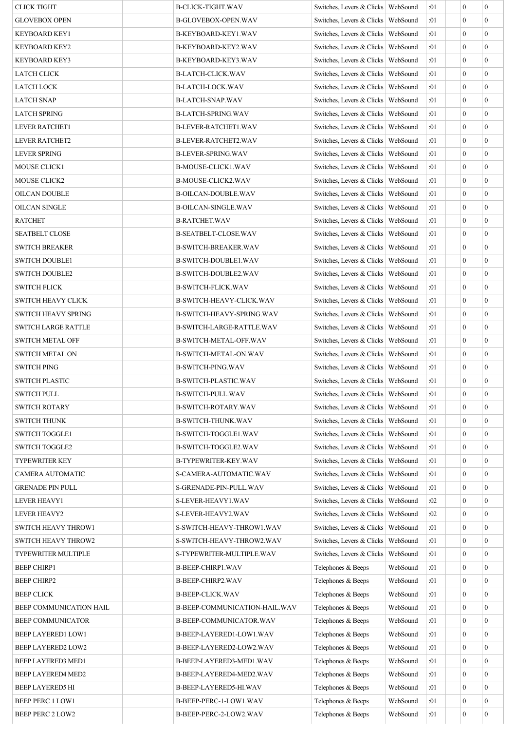| | | | | | | | | |
|---|---|---|---|---|---|---|---|---|
| CLICK TIGHT | | B-CLICK-TIGHT.WAV | Switches, Levers & Clicks | WebSound | :01 | | 0 | 0 |
| GLOVEBOX OPEN | | B-GLOVEBOX-OPEN.WAV | Switches, Levers & Clicks | WebSound | :01 | | 0 | 0 |
| KEYBOARD KEY1 | | B-KEYBOARD-KEY1.WAV | Switches, Levers & Clicks | WebSound | :01 | | 0 | 0 |
| KEYBOARD KEY2 | | B-KEYBOARD-KEY2.WAV | Switches, Levers & Clicks | WebSound | :01 | | 0 | 0 |
| KEYBOARD KEY3 | | B-KEYBOARD-KEY3.WAV | Switches, Levers & Clicks | WebSound | :01 | | 0 | 0 |
| LATCH CLICK | | B-LATCH-CLICK.WAV | Switches, Levers & Clicks | WebSound | :01 | | 0 | 0 |
| LATCH LOCK | | B-LATCH-LOCK.WAV | Switches, Levers & Clicks | WebSound | :01 | | 0 | 0 |
| LATCH SNAP | | B-LATCH-SNAP.WAV | Switches, Levers & Clicks | WebSound | :01 | | 0 | 0 |
| LATCH SPRING | | B-LATCH-SPRING.WAV | Switches, Levers & Clicks | WebSound | :01 | | 0 | 0 |
| LEVER RATCHET1 | | B-LEVER-RATCHET1.WAV | Switches, Levers & Clicks | WebSound | :01 | | 0 | 0 |
| LEVER RATCHET2 | | B-LEVER-RATCHET2.WAV | Switches, Levers & Clicks | WebSound | :01 | | 0 | 0 |
| LEVER SPRING | | B-LEVER-SPRING.WAV | Switches, Levers & Clicks | WebSound | :01 | | 0 | 0 |
| MOUSE CLICK1 | | B-MOUSE-CLICK1.WAV | Switches, Levers & Clicks | WebSound | :01 | | 0 | 0 |
| MOUSE CLICK2 | | B-MOUSE-CLICK2.WAV | Switches, Levers & Clicks | WebSound | :01 | | 0 | 0 |
| OILCAN DOUBLE | | B-OILCAN-DOUBLE.WAV | Switches, Levers & Clicks | WebSound | :01 | | 0 | 0 |
| OILCAN SINGLE | | B-OILCAN-SINGLE.WAV | Switches, Levers & Clicks | WebSound | :01 | | 0 | 0 |
| RATCHET | | B-RATCHET.WAV | Switches, Levers & Clicks | WebSound | :01 | | 0 | 0 |
| SEATBELT CLOSE | | B-SEATBELT-CLOSE.WAV | Switches, Levers & Clicks | WebSound | :01 | | 0 | 0 |
| SWITCH BREAKER | | B-SWITCH-BREAKER.WAV | Switches, Levers & Clicks | WebSound | :01 | | 0 | 0 |
| SWITCH DOUBLE1 | | B-SWITCH-DOUBLE1.WAV | Switches, Levers & Clicks | WebSound | :01 | | 0 | 0 |
| SWITCH DOUBLE2 | | B-SWITCH-DOUBLE2.WAV | Switches, Levers & Clicks | WebSound | :01 | | 0 | 0 |
| SWITCH FLICK | | B-SWITCH-FLICK.WAV | Switches, Levers & Clicks | WebSound | :01 | | 0 | 0 |
| SWITCH HEAVY CLICK | | B-SWITCH-HEAVY-CLICK.WAV | Switches, Levers & Clicks | WebSound | :01 | | 0 | 0 |
| SWITCH HEAVY SPRING | | B-SWITCH-HEAVY-SPRING.WAV | Switches, Levers & Clicks | WebSound | :01 | | 0 | 0 |
| SWITCH LARGE RATTLE | | B-SWITCH-LARGE-RATTLE.WAV | Switches, Levers & Clicks | WebSound | :01 | | 0 | 0 |
| SWITCH METAL OFF | | B-SWITCH-METAL-OFF.WAV | Switches, Levers & Clicks | WebSound | :01 | | 0 | 0 |
| SWITCH METAL ON | | B-SWITCH-METAL-ON.WAV | Switches, Levers & Clicks | WebSound | :01 | | 0 | 0 |
| SWITCH PING | | B-SWITCH-PING.WAV | Switches, Levers & Clicks | WebSound | :01 | | 0 | 0 |
| SWITCH PLASTIC | | B-SWITCH-PLASTIC.WAV | Switches, Levers & Clicks | WebSound | :01 | | 0 | 0 |
| SWITCH PULL | | B-SWITCH-PULL.WAV | Switches, Levers & Clicks | WebSound | :01 | | 0 | 0 |
| SWITCH ROTARY | | B-SWITCH-ROTARY.WAV | Switches, Levers & Clicks | WebSound | :01 | | 0 | 0 |
| SWITCH THUNK | | B-SWITCH-THUNK.WAV | Switches, Levers & Clicks | WebSound | :01 | | 0 | 0 |
| SWITCH TOGGLE1 | | B-SWITCH-TOGGLE1.WAV | Switches, Levers & Clicks | WebSound | :01 | | 0 | 0 |
| SWITCH TOGGLE2 | | B-SWITCH-TOGGLE2.WAV | Switches, Levers & Clicks | WebSound | :01 | | 0 | 0 |
| TYPEWRITER KEY | | B-TYPEWRITER-KEY.WAV | Switches, Levers & Clicks | WebSound | :01 | | 0 | 0 |
| CAMERA AUTOMATIC | | S-CAMERA-AUTOMATIC.WAV | Switches, Levers & Clicks | WebSound | :01 | | 0 | 0 |
| GRENADE PIN PULL | | S-GRENADE-PIN-PULL.WAV | Switches, Levers & Clicks | WebSound | :01 | | 0 | 0 |
| LEVER HEAVY1 | | S-LEVER-HEAVY1.WAV | Switches, Levers & Clicks | WebSound | :02 | | 0 | 0 |
| LEVER HEAVY2 | | S-LEVER-HEAVY2.WAV | Switches, Levers & Clicks | WebSound | :02 | | 0 | 0 |
| SWITCH HEAVY THROW1 | | S-SWITCH-HEAVY-THROW1.WAV | Switches, Levers & Clicks | WebSound | :01 | | 0 | 0 |
| SWITCH HEAVY THROW2 | | S-SWITCH-HEAVY-THROW2.WAV | Switches, Levers & Clicks | WebSound | :01 | | 0 | 0 |
| TYPEWRITER MULTIPLE | | S-TYPEWRITER-MULTIPLE.WAV | Switches, Levers & Clicks | WebSound | :01 | | 0 | 0 |
| BEEP CHIRP1 | | B-BEEP-CHIRP1.WAV | Telephones & Beeps | WebSound | :01 | | 0 | 0 |
| BEEP CHIRP2 | | B-BEEP-CHIRP2.WAV | Telephones & Beeps | WebSound | :01 | | 0 | 0 |
| BEEP CLICK | | B-BEEP-CLICK.WAV | Telephones & Beeps | WebSound | :01 | | 0 | 0 |
| BEEP COMMUNICATION HAIL | | B-BEEP-COMMUNICATION-HAIL.WAV | Telephones & Beeps | WebSound | :01 | | 0 | 0 |
| BEEP COMMUNICATOR | | B-BEEP-COMMUNICATOR.WAV | Telephones & Beeps | WebSound | :01 | | 0 | 0 |
| BEEP LAYERED1 LOW1 | | B-BEEP-LAYERED1-LOW1.WAV | Telephones & Beeps | WebSound | :01 | | 0 | 0 |
| BEEP LAYERED2 LOW2 | | B-BEEP-LAYERED2-LOW2.WAV | Telephones & Beeps | WebSound | :01 | | 0 | 0 |
| BEEP LAYERED3 MED1 | | B-BEEP-LAYERED3-MED1.WAV | Telephones & Beeps | WebSound | :01 | | 0 | 0 |
| BEEP LAYERED4 MED2 | | B-BEEP-LAYERED4-MED2.WAV | Telephones & Beeps | WebSound | :01 | | 0 | 0 |
| BEEP LAYERED5 HI | | B-BEEP-LAYERED5-HI.WAV | Telephones & Beeps | WebSound | :01 | | 0 | 0 |
| BEEP PERC 1 LOW1 | | B-BEEP-PERC-1-LOW1.WAV | Telephones & Beeps | WebSound | :01 | | 0 | 0 |
| BEEP PERC 2 LOW2 | | B-BEEP-PERC-2-LOW2.WAV | Telephones & Beeps | WebSound | :01 | | 0 | 0 |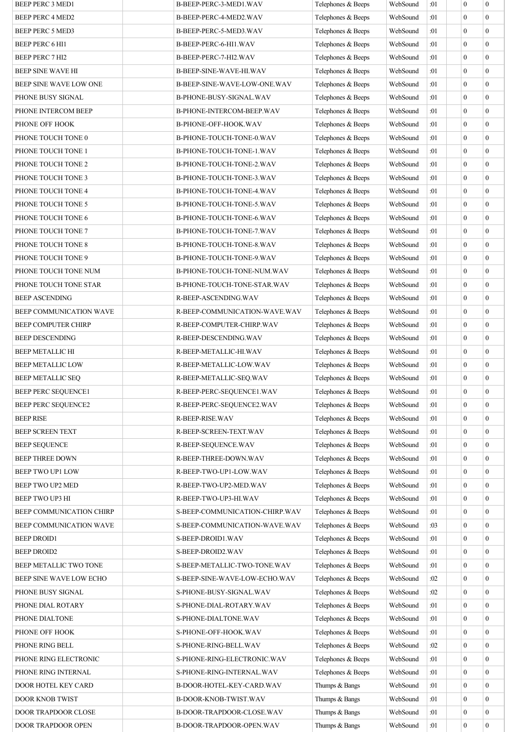| | | | | | | | | |
|---|---|---|---|---|---|---|---|---|
| BEEP PERC 3 MED1 | | B-BEEP-PERC-3-MED1.WAV | Telephones & Beeps | WebSound | :01 | | 0 | 0 |
| BEEP PERC 4 MED2 | | B-BEEP-PERC-4-MED2.WAV | Telephones & Beeps | WebSound | :01 | | 0 | 0 |
| BEEP PERC 5 MED3 | | B-BEEP-PERC-5-MED3.WAV | Telephones & Beeps | WebSound | :01 | | 0 | 0 |
| BEEP PERC 6 HI1 | | B-BEEP-PERC-6-HI1.WAV | Telephones & Beeps | WebSound | :01 | | 0 | 0 |
| BEEP PERC 7 HI2 | | B-BEEP-PERC-7-HI2.WAV | Telephones & Beeps | WebSound | :01 | | 0 | 0 |
| BEEP SINE WAVE HI | | B-BEEP-SINE-WAVE-HI.WAV | Telephones & Beeps | WebSound | :01 | | 0 | 0 |
| BEEP SINE WAVE LOW ONE | | B-BEEP-SINE-WAVE-LOW-ONE.WAV | Telephones & Beeps | WebSound | :01 | | 0 | 0 |
| PHONE BUSY SIGNAL | | B-PHONE-BUSY-SIGNAL.WAV | Telephones & Beeps | WebSound | :01 | | 0 | 0 |
| PHONE INTERCOM BEEP | | B-PHONE-INTERCOM-BEEP.WAV | Telephones & Beeps | WebSound | :01 | | 0 | 0 |
| PHONE OFF HOOK | | B-PHONE-OFF-HOOK.WAV | Telephones & Beeps | WebSound | :01 | | 0 | 0 |
| PHONE TOUCH TONE 0 | | B-PHONE-TOUCH-TONE-0.WAV | Telephones & Beeps | WebSound | :01 | | 0 | 0 |
| PHONE TOUCH TONE 1 | | B-PHONE-TOUCH-TONE-1.WAV | Telephones & Beeps | WebSound | :01 | | 0 | 0 |
| PHONE TOUCH TONE 2 | | B-PHONE-TOUCH-TONE-2.WAV | Telephones & Beeps | WebSound | :01 | | 0 | 0 |
| PHONE TOUCH TONE 3 | | B-PHONE-TOUCH-TONE-3.WAV | Telephones & Beeps | WebSound | :01 | | 0 | 0 |
| PHONE TOUCH TONE 4 | | B-PHONE-TOUCH-TONE-4.WAV | Telephones & Beeps | WebSound | :01 | | 0 | 0 |
| PHONE TOUCH TONE 5 | | B-PHONE-TOUCH-TONE-5.WAV | Telephones & Beeps | WebSound | :01 | | 0 | 0 |
| PHONE TOUCH TONE 6 | | B-PHONE-TOUCH-TONE-6.WAV | Telephones & Beeps | WebSound | :01 | | 0 | 0 |
| PHONE TOUCH TONE 7 | | B-PHONE-TOUCH-TONE-7.WAV | Telephones & Beeps | WebSound | :01 | | 0 | 0 |
| PHONE TOUCH TONE 8 | | B-PHONE-TOUCH-TONE-8.WAV | Telephones & Beeps | WebSound | :01 | | 0 | 0 |
| PHONE TOUCH TONE 9 | | B-PHONE-TOUCH-TONE-9.WAV | Telephones & Beeps | WebSound | :01 | | 0 | 0 |
| PHONE TOUCH TONE NUM | | B-PHONE-TOUCH-TONE-NUM.WAV | Telephones & Beeps | WebSound | :01 | | 0 | 0 |
| PHONE TOUCH TONE STAR | | B-PHONE-TOUCH-TONE-STAR.WAV | Telephones & Beeps | WebSound | :01 | | 0 | 0 |
| BEEP ASCENDING | | R-BEEP-ASCENDING.WAV | Telephones & Beeps | WebSound | :01 | | 0 | 0 |
| BEEP COMMUNICATION WAVE | | R-BEEP-COMMUNICATION-WAVE.WAV | Telephones & Beeps | WebSound | :01 | | 0 | 0 |
| BEEP COMPUTER CHIRP | | R-BEEP-COMPUTER-CHIRP.WAV | Telephones & Beeps | WebSound | :01 | | 0 | 0 |
| BEEP DESCENDING | | R-BEEP-DESCENDING.WAV | Telephones & Beeps | WebSound | :01 | | 0 | 0 |
| BEEP METALLIC HI | | R-BEEP-METALLIC-HI.WAV | Telephones & Beeps | WebSound | :01 | | 0 | 0 |
| BEEP METALLIC LOW | | R-BEEP-METALLIC-LOW.WAV | Telephones & Beeps | WebSound | :01 | | 0 | 0 |
| BEEP METALLIC SEQ | | R-BEEP-METALLIC-SEQ.WAV | Telephones & Beeps | WebSound | :01 | | 0 | 0 |
| BEEP PERC SEQUENCE1 | | R-BEEP-PERC-SEQUENCE1.WAV | Telephones & Beeps | WebSound | :01 | | 0 | 0 |
| BEEP PERC SEQUENCE2 | | R-BEEP-PERC-SEQUENCE2.WAV | Telephones & Beeps | WebSound | :01 | | 0 | 0 |
| BEEP RISE | | R-BEEP-RISE.WAV | Telephones & Beeps | WebSound | :01 | | 0 | 0 |
| BEEP SCREEN TEXT | | R-BEEP-SCREEN-TEXT.WAV | Telephones & Beeps | WebSound | :01 | | 0 | 0 |
| BEEP SEQUENCE | | R-BEEP-SEQUENCE.WAV | Telephones & Beeps | WebSound | :01 | | 0 | 0 |
| BEEP THREE DOWN | | R-BEEP-THREE-DOWN.WAV | Telephones & Beeps | WebSound | :01 | | 0 | 0 |
| BEEP TWO UP1 LOW | | R-BEEP-TWO-UP1-LOW.WAV | Telephones & Beeps | WebSound | :01 | | 0 | 0 |
| BEEP TWO UP2 MED | | R-BEEP-TWO-UP2-MED.WAV | Telephones & Beeps | WebSound | :01 | | 0 | 0 |
| BEEP TWO UP3 HI | | R-BEEP-TWO-UP3-HI.WAV | Telephones & Beeps | WebSound | :01 | | 0 | 0 |
| BEEP COMMUNICATION CHIRP | | S-BEEP-COMMUNICATION-CHIRP.WAV | Telephones & Beeps | WebSound | :01 | | 0 | 0 |
| BEEP COMMUNICATION WAVE | | S-BEEP-COMMUNICATION-WAVE.WAV | Telephones & Beeps | WebSound | :03 | | 0 | 0 |
| BEEP DROID1 | | S-BEEP-DROID1.WAV | Telephones & Beeps | WebSound | :01 | | 0 | 0 |
| BEEP DROID2 | | S-BEEP-DROID2.WAV | Telephones & Beeps | WebSound | :01 | | 0 | 0 |
| BEEP METALLIC TWO TONE | | S-BEEP-METALLIC-TWO-TONE.WAV | Telephones & Beeps | WebSound | :01 | | 0 | 0 |
| BEEP SINE WAVE LOW ECHO | | S-BEEP-SINE-WAVE-LOW-ECHO.WAV | Telephones & Beeps | WebSound | :02 | | 0 | 0 |
| PHONE BUSY SIGNAL | | S-PHONE-BUSY-SIGNAL.WAV | Telephones & Beeps | WebSound | :02 | | 0 | 0 |
| PHONE DIAL ROTARY | | S-PHONE-DIAL-ROTARY.WAV | Telephones & Beeps | WebSound | :01 | | 0 | 0 |
| PHONE DIALTONE | | S-PHONE-DIALTONE.WAV | Telephones & Beeps | WebSound | :01 | | 0 | 0 |
| PHONE OFF HOOK | | S-PHONE-OFF-HOOK.WAV | Telephones & Beeps | WebSound | :01 | | 0 | 0 |
| PHONE RING BELL | | S-PHONE-RING-BELL.WAV | Telephones & Beeps | WebSound | :02 | | 0 | 0 |
| PHONE RING ELECTRONIC | | S-PHONE-RING-ELECTRONIC.WAV | Telephones & Beeps | WebSound | :01 | | 0 | 0 |
| PHONE RING INTERNAL | | S-PHONE-RING-INTERNAL.WAV | Telephones & Beeps | WebSound | :01 | | 0 | 0 |
| DOOR HOTEL KEY CARD | | B-DOOR-HOTEL-KEY-CARD.WAV | Thumps & Bangs | WebSound | :01 | | 0 | 0 |
| DOOR KNOB TWIST | | B-DOOR-KNOB-TWIST.WAV | Thumps & Bangs | WebSound | :01 | | 0 | 0 |
| DOOR TRAPDOOR CLOSE | | B-DOOR-TRAPDOOR-CLOSE.WAV | Thumps & Bangs | WebSound | :01 | | 0 | 0 |
| DOOR TRAPDOOR OPEN | | B-DOOR-TRAPDOOR-OPEN.WAV | Thumps & Bangs | WebSound | :01 | | 0 | 0 |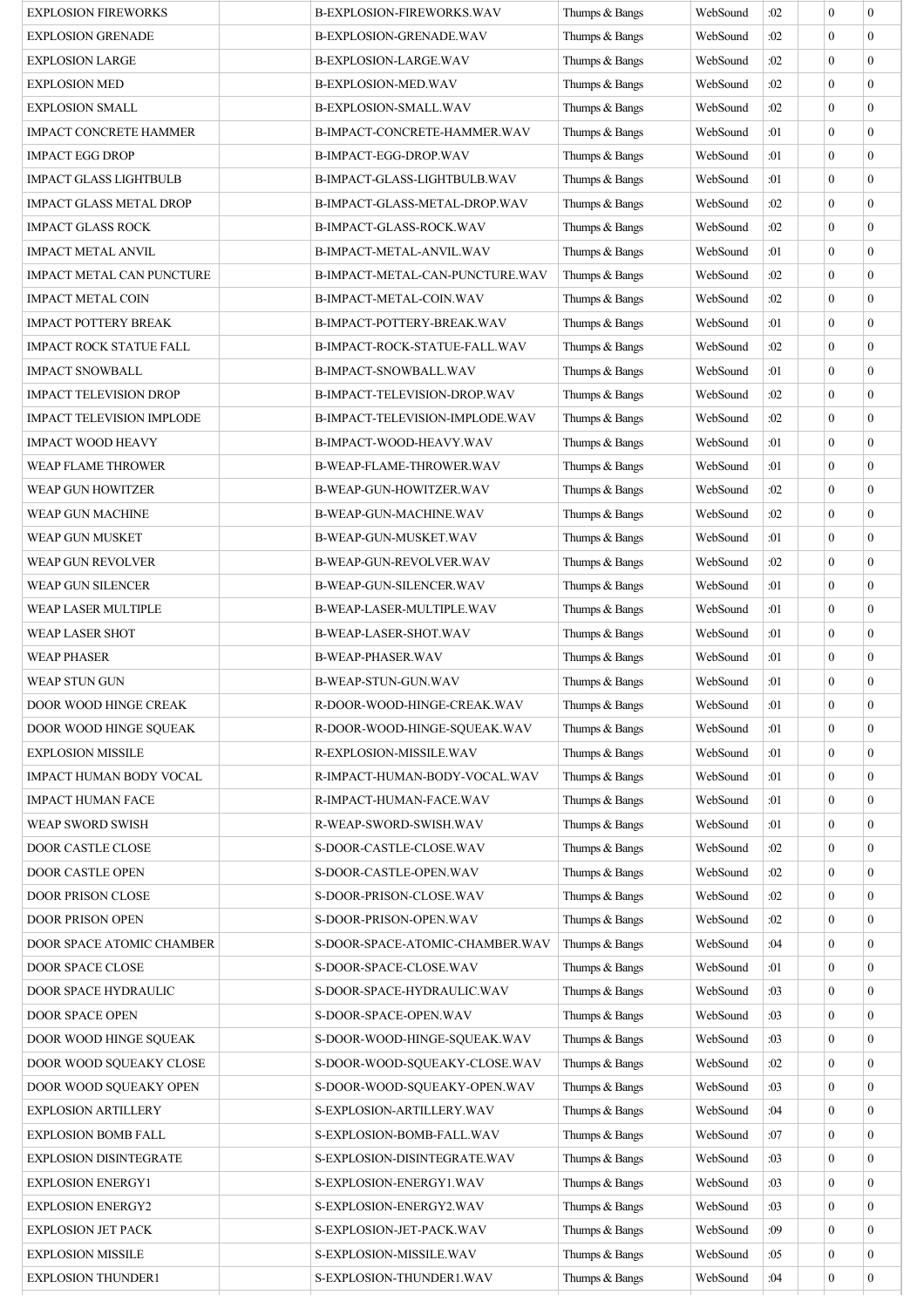| | | | | | | | | |
|---|---|---|---|---|---|---|---|---|
| EXPLOSION FIREWORKS | | B-EXPLOSION-FIREWORKS.WAV | Thumps & Bangs | WebSound | :02 | | 0 | 0 |
| EXPLOSION GRENADE | | B-EXPLOSION-GRENADE.WAV | Thumps & Bangs | WebSound | :02 | | 0 | 0 |
| EXPLOSION LARGE | | B-EXPLOSION-LARGE.WAV | Thumps & Bangs | WebSound | :02 | | 0 | 0 |
| EXPLOSION MED | | B-EXPLOSION-MED.WAV | Thumps & Bangs | WebSound | :02 | | 0 | 0 |
| EXPLOSION SMALL | | B-EXPLOSION-SMALL.WAV | Thumps & Bangs | WebSound | :02 | | 0 | 0 |
| IMPACT CONCRETE HAMMER | | B-IMPACT-CONCRETE-HAMMER.WAV | Thumps & Bangs | WebSound | :01 | | 0 | 0 |
| IMPACT EGG DROP | | B-IMPACT-EGG-DROP.WAV | Thumps & Bangs | WebSound | :01 | | 0 | 0 |
| IMPACT GLASS LIGHTBULB | | B-IMPACT-GLASS-LIGHTBULB.WAV | Thumps & Bangs | WebSound | :01 | | 0 | 0 |
| IMPACT GLASS METAL DROP | | B-IMPACT-GLASS-METAL-DROP.WAV | Thumps & Bangs | WebSound | :02 | | 0 | 0 |
| IMPACT GLASS ROCK | | B-IMPACT-GLASS-ROCK.WAV | Thumps & Bangs | WebSound | :02 | | 0 | 0 |
| IMPACT METAL ANVIL | | B-IMPACT-METAL-ANVIL.WAV | Thumps & Bangs | WebSound | :01 | | 0 | 0 |
| IMPACT METAL CAN PUNCTURE | | B-IMPACT-METAL-CAN-PUNCTURE.WAV | Thumps & Bangs | WebSound | :02 | | 0 | 0 |
| IMPACT METAL COIN | | B-IMPACT-METAL-COIN.WAV | Thumps & Bangs | WebSound | :02 | | 0 | 0 |
| IMPACT POTTERY BREAK | | B-IMPACT-POTTERY-BREAK.WAV | Thumps & Bangs | WebSound | :01 | | 0 | 0 |
| IMPACT ROCK STATUE FALL | | B-IMPACT-ROCK-STATUE-FALL.WAV | Thumps & Bangs | WebSound | :02 | | 0 | 0 |
| IMPACT SNOWBALL | | B-IMPACT-SNOWBALL.WAV | Thumps & Bangs | WebSound | :01 | | 0 | 0 |
| IMPACT TELEVISION DROP | | B-IMPACT-TELEVISION-DROP.WAV | Thumps & Bangs | WebSound | :02 | | 0 | 0 |
| IMPACT TELEVISION IMPLODE | | B-IMPACT-TELEVISION-IMPLODE.WAV | Thumps & Bangs | WebSound | :02 | | 0 | 0 |
| IMPACT WOOD HEAVY | | B-IMPACT-WOOD-HEAVY.WAV | Thumps & Bangs | WebSound | :01 | | 0 | 0 |
| WEAP FLAME THROWER | | B-WEAP-FLAME-THROWER.WAV | Thumps & Bangs | WebSound | :01 | | 0 | 0 |
| WEAP GUN HOWITZER | | B-WEAP-GUN-HOWITZER.WAV | Thumps & Bangs | WebSound | :02 | | 0 | 0 |
| WEAP GUN MACHINE | | B-WEAP-GUN-MACHINE.WAV | Thumps & Bangs | WebSound | :02 | | 0 | 0 |
| WEAP GUN MUSKET | | B-WEAP-GUN-MUSKET.WAV | Thumps & Bangs | WebSound | :01 | | 0 | 0 |
| WEAP GUN REVOLVER | | B-WEAP-GUN-REVOLVER.WAV | Thumps & Bangs | WebSound | :02 | | 0 | 0 |
| WEAP GUN SILENCER | | B-WEAP-GUN-SILENCER.WAV | Thumps & Bangs | WebSound | :01 | | 0 | 0 |
| WEAP LASER MULTIPLE | | B-WEAP-LASER-MULTIPLE.WAV | Thumps & Bangs | WebSound | :01 | | 0 | 0 |
| WEAP LASER SHOT | | B-WEAP-LASER-SHOT.WAV | Thumps & Bangs | WebSound | :01 | | 0 | 0 |
| WEAP PHASER | | B-WEAP-PHASER.WAV | Thumps & Bangs | WebSound | :01 | | 0 | 0 |
| WEAP STUN GUN | | B-WEAP-STUN-GUN.WAV | Thumps & Bangs | WebSound | :01 | | 0 | 0 |
| DOOR WOOD HINGE CREAK | | R-DOOR-WOOD-HINGE-CREAK.WAV | Thumps & Bangs | WebSound | :01 | | 0 | 0 |
| DOOR WOOD HINGE SQUEAK | | R-DOOR-WOOD-HINGE-SQUEAK.WAV | Thumps & Bangs | WebSound | :01 | | 0 | 0 |
| EXPLOSION MISSILE | | R-EXPLOSION-MISSILE.WAV | Thumps & Bangs | WebSound | :01 | | 0 | 0 |
| IMPACT HUMAN BODY VOCAL | | R-IMPACT-HUMAN-BODY-VOCAL.WAV | Thumps & Bangs | WebSound | :01 | | 0 | 0 |
| IMPACT HUMAN FACE | | R-IMPACT-HUMAN-FACE.WAV | Thumps & Bangs | WebSound | :01 | | 0 | 0 |
| WEAP SWORD SWISH | | R-WEAP-SWORD-SWISH.WAV | Thumps & Bangs | WebSound | :01 | | 0 | 0 |
| DOOR CASTLE CLOSE | | S-DOOR-CASTLE-CLOSE.WAV | Thumps & Bangs | WebSound | :02 | | 0 | 0 |
| DOOR CASTLE OPEN | | S-DOOR-CASTLE-OPEN.WAV | Thumps & Bangs | WebSound | :02 | | 0 | 0 |
| DOOR PRISON CLOSE | | S-DOOR-PRISON-CLOSE.WAV | Thumps & Bangs | WebSound | :02 | | 0 | 0 |
| DOOR PRISON OPEN | | S-DOOR-PRISON-OPEN.WAV | Thumps & Bangs | WebSound | :02 | | 0 | 0 |
| DOOR SPACE ATOMIC CHAMBER | | S-DOOR-SPACE-ATOMIC-CHAMBER.WAV | Thumps & Bangs | WebSound | :04 | | 0 | 0 |
| DOOR SPACE CLOSE | | S-DOOR-SPACE-CLOSE.WAV | Thumps & Bangs | WebSound | :01 | | 0 | 0 |
| DOOR SPACE HYDRAULIC | | S-DOOR-SPACE-HYDRAULIC.WAV | Thumps & Bangs | WebSound | :03 | | 0 | 0 |
| DOOR SPACE OPEN | | S-DOOR-SPACE-OPEN.WAV | Thumps & Bangs | WebSound | :03 | | 0 | 0 |
| DOOR WOOD HINGE SQUEAK | | S-DOOR-WOOD-HINGE-SQUEAK.WAV | Thumps & Bangs | WebSound | :03 | | 0 | 0 |
| DOOR WOOD SQUEAKY CLOSE | | S-DOOR-WOOD-SQUEAKY-CLOSE.WAV | Thumps & Bangs | WebSound | :02 | | 0 | 0 |
| DOOR WOOD SQUEAKY OPEN | | S-DOOR-WOOD-SQUEAKY-OPEN.WAV | Thumps & Bangs | WebSound | :03 | | 0 | 0 |
| EXPLOSION ARTILLERY | | S-EXPLOSION-ARTILLERY.WAV | Thumps & Bangs | WebSound | :04 | | 0 | 0 |
| EXPLOSION BOMB FALL | | S-EXPLOSION-BOMB-FALL.WAV | Thumps & Bangs | WebSound | :07 | | 0 | 0 |
| EXPLOSION DISINTEGRATE | | S-EXPLOSION-DISINTEGRATE.WAV | Thumps & Bangs | WebSound | :03 | | 0 | 0 |
| EXPLOSION ENERGY1 | | S-EXPLOSION-ENERGY1.WAV | Thumps & Bangs | WebSound | :03 | | 0 | 0 |
| EXPLOSION ENERGY2 | | S-EXPLOSION-ENERGY2.WAV | Thumps & Bangs | WebSound | :03 | | 0 | 0 |
| EXPLOSION JET PACK | | S-EXPLOSION-JET-PACK.WAV | Thumps & Bangs | WebSound | :09 | | 0 | 0 |
| EXPLOSION MISSILE | | S-EXPLOSION-MISSILE.WAV | Thumps & Bangs | WebSound | :05 | | 0 | 0 |
| EXPLOSION THUNDER1 | | S-EXPLOSION-THUNDER1.WAV | Thumps & Bangs | WebSound | :04 | | 0 | 0 |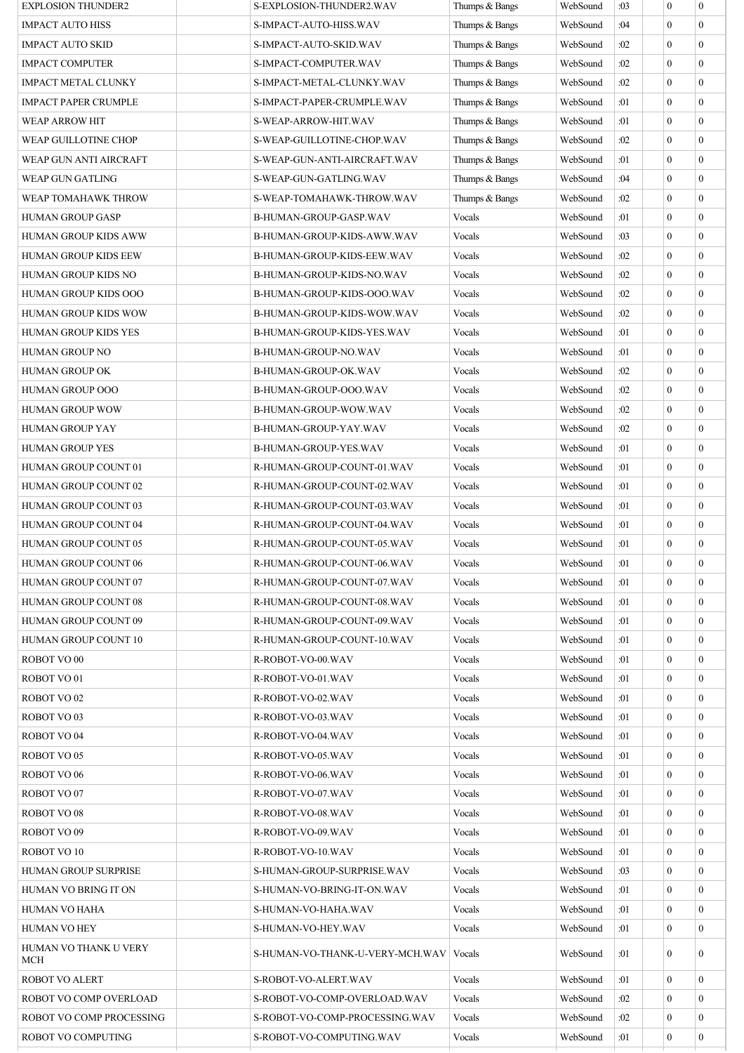| EXPLOSION THUNDER2 | | S-EXPLOSION-THUNDER2.WAV | Thumps & Bangs | WebSound | :03 | | 0 | 0 |
|---|---|---|---|---|---|---|---|---|
| IMPACT AUTO HISS | | S-IMPACT-AUTO-HISS.WAV | Thumps & Bangs | WebSound | :04 | | 0 | 0 |
| IMPACT AUTO SKID | | S-IMPACT-AUTO-SKID.WAV | Thumps & Bangs | WebSound | :02 | | 0 | 0 |
| IMPACT COMPUTER | | S-IMPACT-COMPUTER.WAV | Thumps & Bangs | WebSound | :02 | | 0 | 0 |
| IMPACT METAL CLUNKY | | S-IMPACT-METAL-CLUNKY.WAV | Thumps & Bangs | WebSound | :02 | | 0 | 0 |
| IMPACT PAPER CRUMPLE | | S-IMPACT-PAPER-CRUMPLE.WAV | Thumps & Bangs | WebSound | :01 | | 0 | 0 |
| WEAP ARROW HIT | | S-WEAP-ARROW-HIT.WAV | Thumps & Bangs | WebSound | :01 | | 0 | 0 |
| WEAP GUILLOTINE CHOP | | S-WEAP-GUILLOTINE-CHOP.WAV | Thumps & Bangs | WebSound | :02 | | 0 | 0 |
| WEAP GUN ANTI AIRCRAFT | | S-WEAP-GUN-ANTI-AIRCRAFT.WAV | Thumps & Bangs | WebSound | :01 | | 0 | 0 |
| WEAP GUN GATLING | | S-WEAP-GUN-GATLING.WAV | Thumps & Bangs | WebSound | :04 | | 0 | 0 |
| WEAP TOMAHAWK THROW | | S-WEAP-TOMAHAWK-THROW.WAV | Thumps & Bangs | WebSound | :02 | | 0 | 0 |
| HUMAN GROUP GASP | | B-HUMAN-GROUP-GASP.WAV | Vocals | WebSound | :01 | | 0 | 0 |
| HUMAN GROUP KIDS AWW | | B-HUMAN-GROUP-KIDS-AWW.WAV | Vocals | WebSound | :03 | | 0 | 0 |
| HUMAN GROUP KIDS EEW | | B-HUMAN-GROUP-KIDS-EEW.WAV | Vocals | WebSound | :02 | | 0 | 0 |
| HUMAN GROUP KIDS NO | | B-HUMAN-GROUP-KIDS-NO.WAV | Vocals | WebSound | :02 | | 0 | 0 |
| HUMAN GROUP KIDS OOO | | B-HUMAN-GROUP-KIDS-OOO.WAV | Vocals | WebSound | :02 | | 0 | 0 |
| HUMAN GROUP KIDS WOW | | B-HUMAN-GROUP-KIDS-WOW.WAV | Vocals | WebSound | :02 | | 0 | 0 |
| HUMAN GROUP KIDS YES | | B-HUMAN-GROUP-KIDS-YES.WAV | Vocals | WebSound | :01 | | 0 | 0 |
| HUMAN GROUP NO | | B-HUMAN-GROUP-NO.WAV | Vocals | WebSound | :01 | | 0 | 0 |
| HUMAN GROUP OK | | B-HUMAN-GROUP-OK.WAV | Vocals | WebSound | :02 | | 0 | 0 |
| HUMAN GROUP OOO | | B-HUMAN-GROUP-OOO.WAV | Vocals | WebSound | :02 | | 0 | 0 |
| HUMAN GROUP WOW | | B-HUMAN-GROUP-WOW.WAV | Vocals | WebSound | :02 | | 0 | 0 |
| HUMAN GROUP YAY | | B-HUMAN-GROUP-YAY.WAV | Vocals | WebSound | :02 | | 0 | 0 |
| HUMAN GROUP YES | | B-HUMAN-GROUP-YES.WAV | Vocals | WebSound | :01 | | 0 | 0 |
| HUMAN GROUP COUNT 01 | | R-HUMAN-GROUP-COUNT-01.WAV | Vocals | WebSound | :01 | | 0 | 0 |
| HUMAN GROUP COUNT 02 | | R-HUMAN-GROUP-COUNT-02.WAV | Vocals | WebSound | :01 | | 0 | 0 |
| HUMAN GROUP COUNT 03 | | R-HUMAN-GROUP-COUNT-03.WAV | Vocals | WebSound | :01 | | 0 | 0 |
| HUMAN GROUP COUNT 04 | | R-HUMAN-GROUP-COUNT-04.WAV | Vocals | WebSound | :01 | | 0 | 0 |
| HUMAN GROUP COUNT 05 | | R-HUMAN-GROUP-COUNT-05.WAV | Vocals | WebSound | :01 | | 0 | 0 |
| HUMAN GROUP COUNT 06 | | R-HUMAN-GROUP-COUNT-06.WAV | Vocals | WebSound | :01 | | 0 | 0 |
| HUMAN GROUP COUNT 07 | | R-HUMAN-GROUP-COUNT-07.WAV | Vocals | WebSound | :01 | | 0 | 0 |
| HUMAN GROUP COUNT 08 | | R-HUMAN-GROUP-COUNT-08.WAV | Vocals | WebSound | :01 | | 0 | 0 |
| HUMAN GROUP COUNT 09 | | R-HUMAN-GROUP-COUNT-09.WAV | Vocals | WebSound | :01 | | 0 | 0 |
| HUMAN GROUP COUNT 10 | | R-HUMAN-GROUP-COUNT-10.WAV | Vocals | WebSound | :01 | | 0 | 0 |
| ROBOT VO 00 | | R-ROBOT-VO-00.WAV | Vocals | WebSound | :01 | | 0 | 0 |
| ROBOT VO 01 | | R-ROBOT-VO-01.WAV | Vocals | WebSound | :01 | | 0 | 0 |
| ROBOT VO 02 | | R-ROBOT-VO-02.WAV | Vocals | WebSound | :01 | | 0 | 0 |
| ROBOT VO 03 | | R-ROBOT-VO-03.WAV | Vocals | WebSound | :01 | | 0 | 0 |
| ROBOT VO 04 | | R-ROBOT-VO-04.WAV | Vocals | WebSound | :01 | | 0 | 0 |
| ROBOT VO 05 | | R-ROBOT-VO-05.WAV | Vocals | WebSound | :01 | | 0 | 0 |
| ROBOT VO 06 | | R-ROBOT-VO-06.WAV | Vocals | WebSound | :01 | | 0 | 0 |
| ROBOT VO 07 | | R-ROBOT-VO-07.WAV | Vocals | WebSound | :01 | | 0 | 0 |
| ROBOT VO 08 | | R-ROBOT-VO-08.WAV | Vocals | WebSound | :01 | | 0 | 0 |
| ROBOT VO 09 | | R-ROBOT-VO-09.WAV | Vocals | WebSound | :01 | | 0 | 0 |
| ROBOT VO 10 | | R-ROBOT-VO-10.WAV | Vocals | WebSound | :01 | | 0 | 0 |
| HUMAN GROUP SURPRISE | | S-HUMAN-GROUP-SURPRISE.WAV | Vocals | WebSound | :03 | | 0 | 0 |
| HUMAN VO BRING IT ON | | S-HUMAN-VO-BRING-IT-ON.WAV | Vocals | WebSound | :01 | | 0 | 0 |
| HUMAN VO HAHA | | S-HUMAN-VO-HAHA.WAV | Vocals | WebSound | :01 | | 0 | 0 |
| HUMAN VO HEY | | S-HUMAN-VO-HEY.WAV | Vocals | WebSound | :01 | | 0 | 0 |
| HUMAN VO THANK U VERY MCH | | S-HUMAN-VO-THANK-U-VERY-MCH.WAV | Vocals | WebSound | :01 | | 0 | 0 |
| ROBOT VO ALERT | | S-ROBOT-VO-ALERT.WAV | Vocals | WebSound | :01 | | 0 | 0 |
| ROBOT VO COMP OVERLOAD | | S-ROBOT-VO-COMP-OVERLOAD.WAV | Vocals | WebSound | :02 | | 0 | 0 |
| ROBOT VO COMP PROCESSING | | S-ROBOT-VO-COMP-PROCESSING.WAV | Vocals | WebSound | :02 | | 0 | 0 |
| ROBOT VO COMPUTING | | S-ROBOT-VO-COMPUTING.WAV | Vocals | WebSound | :01 | | 0 | 0 |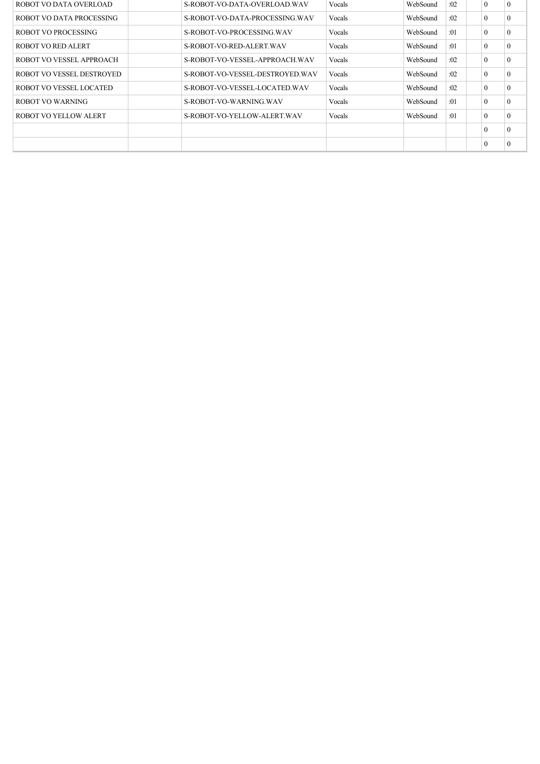| | | | | | | | | |
|---|---|---|---|---|---|---|---|---|
| ROBOT VO DATA OVERLOAD | | S-ROBOT-VO-DATA-OVERLOAD.WAV | Vocals | WebSound | :02 | | 0 | 0 |
| ROBOT VO DATA PROCESSING | | S-ROBOT-VO-DATA-PROCESSING.WAV | Vocals | WebSound | :02 | | 0 | 0 |
| ROBOT VO PROCESSING | | S-ROBOT-VO-PROCESSING.WAV | Vocals | WebSound | :01 | | 0 | 0 |
| ROBOT VO RED ALERT | | S-ROBOT-VO-RED-ALERT.WAV | Vocals | WebSound | :01 | | 0 | 0 |
| ROBOT VO VESSEL APPROACH | | S-ROBOT-VO-VESSEL-APPROACH.WAV | Vocals | WebSound | :02 | | 0 | 0 |
| ROBOT VO VESSEL DESTROYED | | S-ROBOT-VO-VESSEL-DESTROYED.WAV | Vocals | WebSound | :02 | | 0 | 0 |
| ROBOT VO VESSEL LOCATED | | S-ROBOT-VO-VESSEL-LOCATED.WAV | Vocals | WebSound | :02 | | 0 | 0 |
| ROBOT VO WARNING | | S-ROBOT-VO-WARNING.WAV | Vocals | WebSound | :01 | | 0 | 0 |
| ROBOT VO YELLOW ALERT | | S-ROBOT-VO-YELLOW-ALERT.WAV | Vocals | WebSound | :01 | | 0 | 0 |
| | | | | | | | 0 | 0 |
| | | | | | | | 0 | 0 |